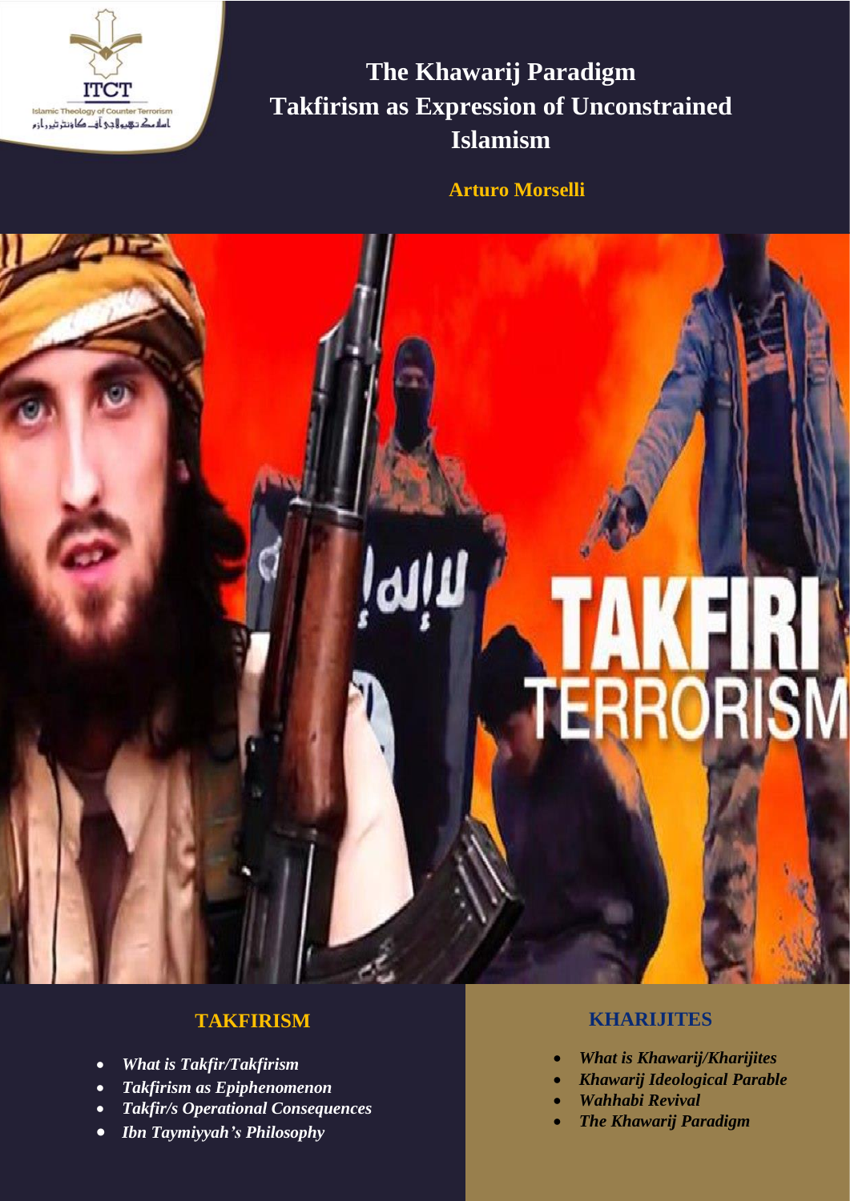ITCT

Islamic Theology of Counter Terrorism

اسلامک تھیولاجی آف کاؤنٹر ٹیررازم

# The Khawarij Paradigm Takfirism as Expression of Unconstrained Islamism

**Arturo Morselli**

## TAKFIRISM

- *What is Takfir/Takfirism*
- *Takfirism as Epiphenomenon*
- *Takfir/s Operational Consequences*
- *Ibn Taymiyyah's Philosophy*

## KHARIJITES

- *What is Khawarij/Kharijites*
- *Khawarij Ideological Parable*
- *Wahhabi Revival*
- *The Khawarij Paradigm*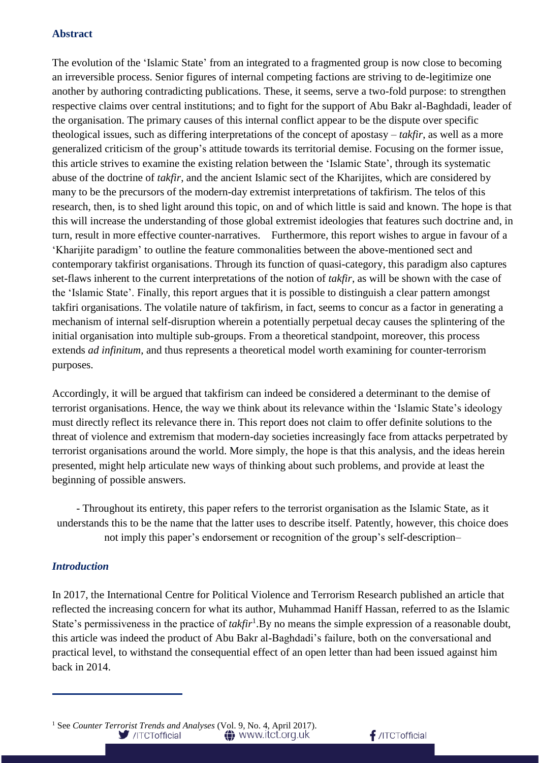## Abstract

The evolution of the 'Islamic State' from an integrated to a fragmented group is now close to becoming an irreversible process. Senior figures of internal competing factions are striving to de-legitimize one another by authoring contradicting publications. These, it seems, serve a two-fold purpose: to strengthen respective claims over central institutions; and to fight for the support of Abu Bakr al-Baghdadi, leader of the organisation. The primary causes of this internal conflict appear to be the dispute over specific theological issues, such as differing interpretations of the concept of apostasy – *takfir*, as well as a more generalized criticism of the group's attitude towards its territorial demise. Focusing on the former issue, this article strives to examine the existing relation between the 'Islamic State', through its systematic abuse of the doctrine of *takfir*, and the ancient Islamic sect of the Kharijites, which are considered by many to be the precursors of the modern-day extremist interpretations of takfirism. The telos of this research, then, is to shed light around this topic, on and of which little is said and known. The hope is that this will increase the understanding of those global extremist ideologies that features such doctrine and, in turn, result in more effective counter-narratives. Furthermore, this report wishes to argue in favour of a 'Kharijite paradigm' to outline the feature commonalities between the above-mentioned sect and contemporary takfirist organisations. Through its function of quasi-category, this paradigm also captures set-flaws inherent to the current interpretations of the notion of *takfir*, as will be shown with the case of the 'Islamic State'. Finally, this report argues that it is possible to distinguish a clear pattern amongst takfiri organisations. The volatile nature of takfirism, in fact, seems to concur as a factor in generating a mechanism of internal self-disruption wherein a potentially perpetual decay causes the splintering of the initial organisation into multiple sub-groups. From a theoretical standpoint, moreover, this process extends *ad infinitum*, and thus represents a theoretical model worth examining for counter-terrorism purposes.

Accordingly, it will be argued that takfirism can indeed be considered a determinant to the demise of terrorist organisations. Hence, the way we think about its relevance within the 'Islamic State's ideology must directly reflect its relevance there in. This report does not claim to offer definite solutions to the threat of violence and extremism that modern-day societies increasingly face from attacks perpetrated by terrorist organisations around the world. More simply, the hope is that this analysis, and the ideas herein presented, might help articulate new ways of thinking about such problems, and provide at least the beginning of possible answers.

- Throughout its entirety, this paper refers to the terrorist organisation as the Islamic State, as it understands this to be the name that the latter uses to describe itself. Patently, however, this choice does not imply this paper's endorsement or recognition of the group's self-description–

## *Introduction*

In 2017, the International Centre for Political Violence and Terrorism Research published an article that reflected the increasing concern for what its author, Muhammad Haniff Hassan, referred to as the Islamic State's permissiveness in the practice of *takfir*[1].By no means the simple expression of a reasonable doubt, this article was indeed the product of Abu Bakr al-Baghdadi's failure, both on the conversational and practical level, to withstand the consequential effect of an open letter than had been issued against him back in 2014.

[1] See *Counter Terrorist Trends and Analyses* (Vol. 9, No. 4, April 2017).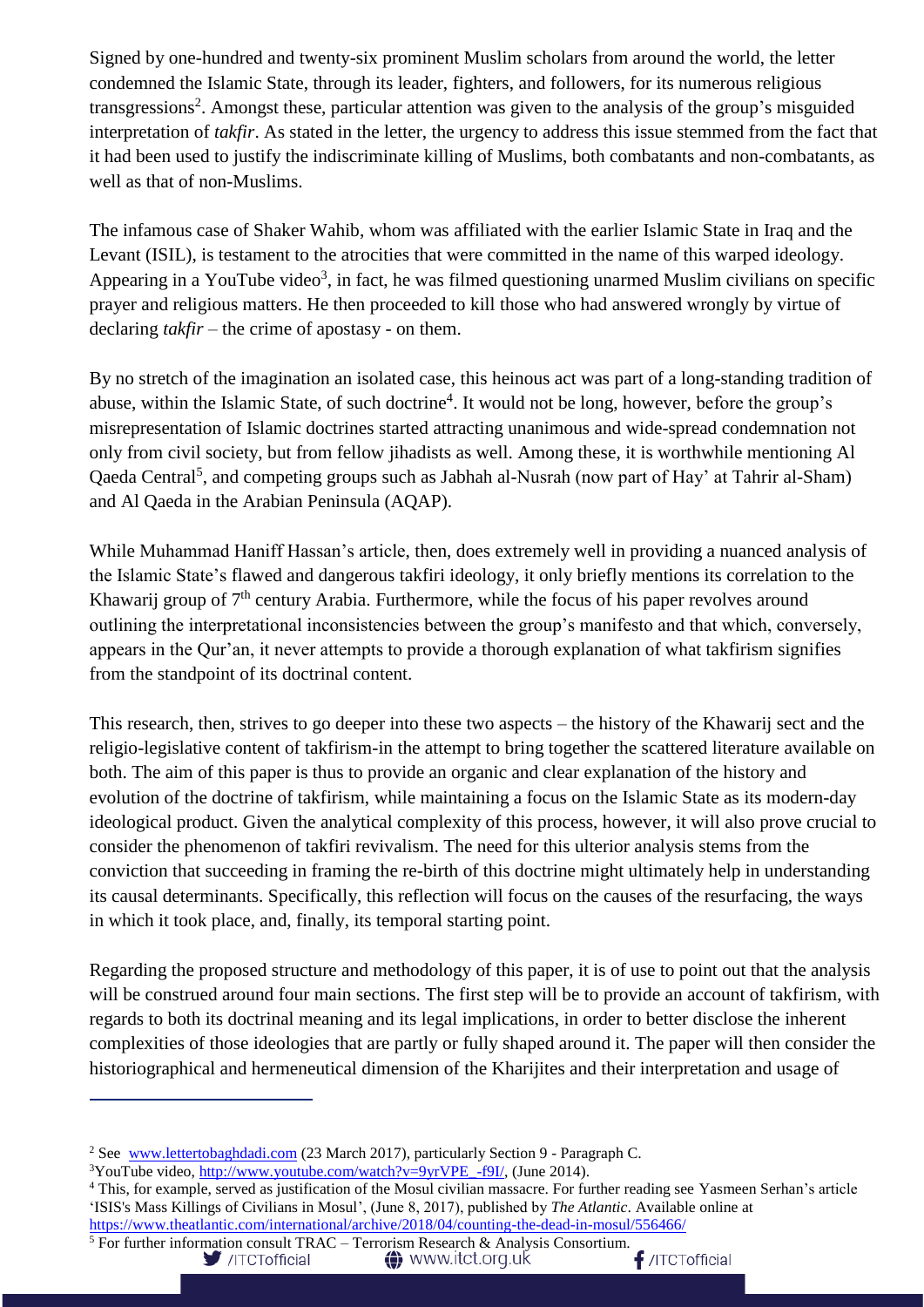Signed by one-hundred and twenty-six prominent Muslim scholars from around the world, the letter condemned the Islamic State, through its leader, fighters, and followers, for its numerous religious transgressions[2]. Amongst these, particular attention was given to the analysis of the group's misguided interpretation of *takfir*. As stated in the letter, the urgency to address this issue stemmed from the fact that it had been used to justify the indiscriminate killing of Muslims, both combatants and non-combatants, as well as that of non-Muslims.

The infamous case of Shaker Wahib, whom was affiliated with the earlier Islamic State in Iraq and the Levant (ISIL), is testament to the atrocities that were committed in the name of this warped ideology. Appearing in a YouTube video[3], in fact, he was filmed questioning unarmed Muslim civilians on specific prayer and religious matters. He then proceeded to kill those who had answered wrongly by virtue of declaring *takfir* – the crime of apostasy - on them.

By no stretch of the imagination an isolated case, this heinous act was part of a long-standing tradition of abuse, within the Islamic State, of such doctrine[4]. It would not be long, however, before the group's misrepresentation of Islamic doctrines started attracting unanimous and wide-spread condemnation not only from civil society, but from fellow jihadists as well. Among these, it is worthwhile mentioning Al Qaeda Central[5], and competing groups such as Jabhah al-Nusrah (now part of Hay' at Tahrir al-Sham) and Al Qaeda in the Arabian Peninsula (AQAP).

While Muhammad Haniff Hassan's article, then, does extremely well in providing a nuanced analysis of the Islamic State's flawed and dangerous takfiri ideology, it only briefly mentions its correlation to the Khawarij group of 7th century Arabia. Furthermore, while the focus of his paper revolves around outlining the interpretational inconsistencies between the group's manifesto and that which, conversely, appears in the Qur'an, it never attempts to provide a thorough explanation of what takfirism signifies from the standpoint of its doctrinal content.

This research, then, strives to go deeper into these two aspects – the history of the Khawarij sect and the religio-legislative content of takfirism-in the attempt to bring together the scattered literature available on both. The aim of this paper is thus to provide an organic and clear explanation of the history and evolution of the doctrine of takfirism, while maintaining a focus on the Islamic State as its modern-day ideological product. Given the analytical complexity of this process, however, it will also prove crucial to consider the phenomenon of takfiri revivalism. The need for this ulterior analysis stems from the conviction that succeeding in framing the re-birth of this doctrine might ultimately help in understanding its causal determinants. Specifically, this reflection will focus on the causes of the resurfacing, the ways in which it took place, and, finally, its temporal starting point.

Regarding the proposed structure and methodology of this paper, it is of use to point out that the analysis will be construed around four main sections. The first step will be to provide an account of takfirism, with regards to both its doctrinal meaning and its legal implications, in order to better disclose the inherent complexities of those ideologies that are partly or fully shaped around it. The paper will then consider the historiographical and hermeneutical dimension of the Kharijites and their interpretation and usage of

---

[2] See www.lettertobaghdadi.com (23 March 2017), particularly Section 9 - Paragraph C.

[3] YouTube video, http://www.youtube.com/watch?v=9yrVPE_-f9I/, (June 2014).

[4] This, for example, served as justification of the Mosul civilian massacre. For further reading see Yasmeen Serhan's article 'ISIS's Mass Killings of Civilians in Mosul', (June 8, 2017), published by *The Atlantic*. Available online at https://www.theatlantic.com/international/archive/2018/04/counting-the-dead-in-mosul/556466/

[5] For further information consult TRAC – Terrorism Research & Analysis Consortium.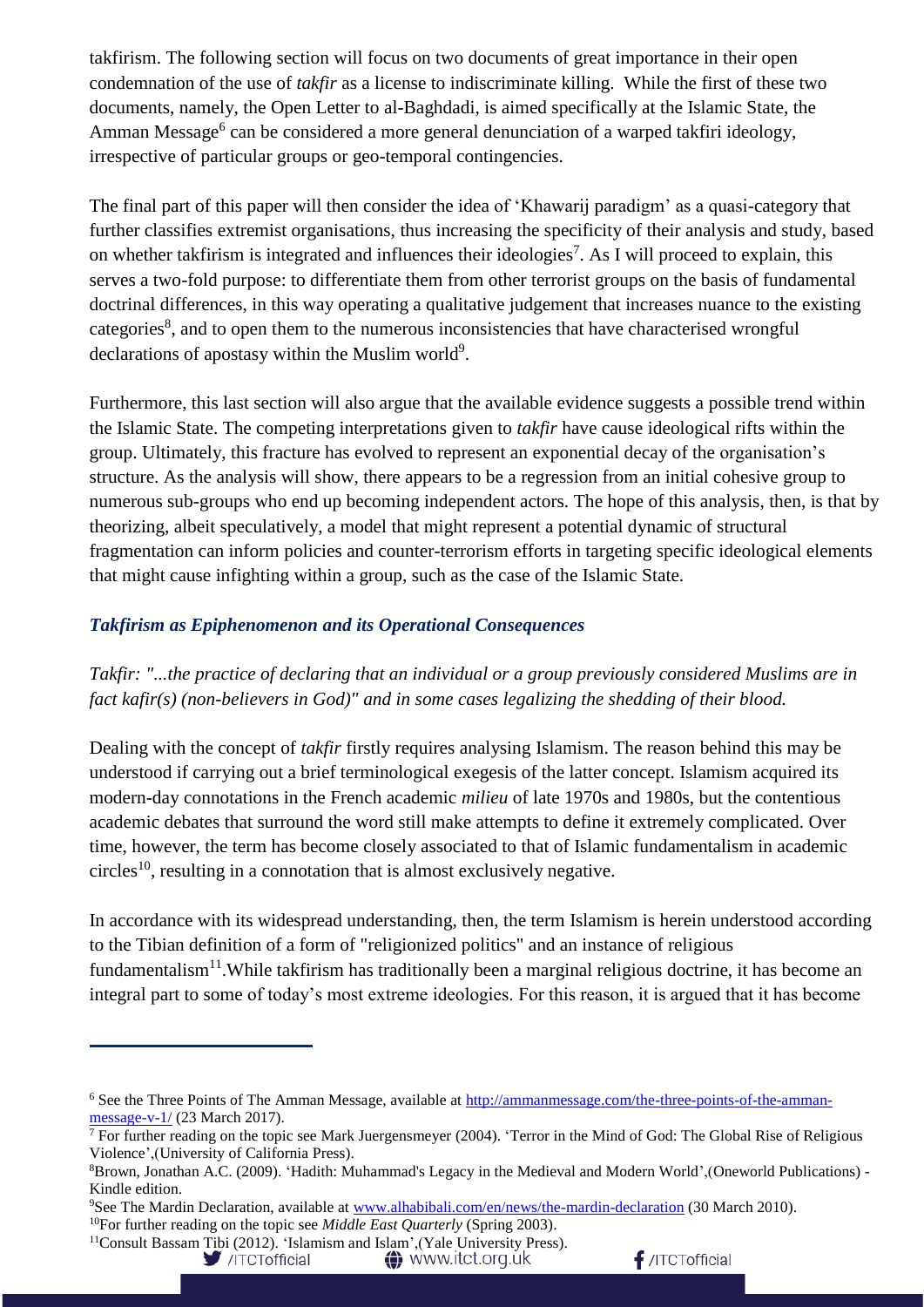takfirism. The following section will focus on two documents of great importance in their open condemnation of the use of *takfir* as a license to indiscriminate killing. While the first of these two documents, namely, the Open Letter to al-Baghdadi, is aimed specifically at the Islamic State, the Amman Message[6] can be considered a more general denunciation of a warped takfiri ideology, irrespective of particular groups or geo-temporal contingencies.

The final part of this paper will then consider the idea of 'Khawarij paradigm' as a quasi-category that further classifies extremist organisations, thus increasing the specificity of their analysis and study, based on whether takfirism is integrated and influences their ideologies[7]. As I will proceed to explain, this serves a two-fold purpose: to differentiate them from other terrorist groups on the basis of fundamental doctrinal differences, in this way operating a qualitative judgement that increases nuance to the existing categories[8], and to open them to the numerous inconsistencies that have characterised wrongful declarations of apostasy within the Muslim world[9].

Furthermore, this last section will also argue that the available evidence suggests a possible trend within the Islamic State. The competing interpretations given to *takfir* have cause ideological rifts within the group. Ultimately, this fracture has evolved to represent an exponential decay of the organisation's structure. As the analysis will show, there appears to be a regression from an initial cohesive group to numerous sub-groups who end up becoming independent actors. The hope of this analysis, then, is that by theorizing, albeit speculatively, a model that might represent a potential dynamic of structural fragmentation can inform policies and counter-terrorism efforts in targeting specific ideological elements that might cause infighting within a group, such as the case of the Islamic State.

### *Takfirism as Epiphenomenon and its Operational Consequences*

*Takfir: "...the practice of declaring that an individual or a group previously considered Muslims are in fact kafir(s) (non-believers in God)" and in some cases legalizing the shedding of their blood.*

Dealing with the concept of *takfir* firstly requires analysing Islamism. The reason behind this may be understood if carrying out a brief terminological exegesis of the latter concept. Islamism acquired its modern-day connotations in the French academic *milieu* of late 1970s and 1980s, but the contentious academic debates that surround the word still make attempts to define it extremely complicated. Over time, however, the term has become closely associated to that of Islamic fundamentalism in academic circles[10], resulting in a connotation that is almost exclusively negative.

In accordance with its widespread understanding, then, the term Islamism is herein understood according to the Tibian definition of a form of "religionized politics" and an instance of religious fundamentalism[11].While takfirism has traditionally been a marginal religious doctrine, it has become an integral part to some of today's most extreme ideologies. For this reason, it is argued that it has become

---

[6] See the Three Points of The Amman Message, available at http://ammanmessage.com/the-three-points-of-the-amman-message-v-1/ (23 March 2017).

[7] For further reading on the topic see Mark Juergensmeyer (2004). 'Terror in the Mind of God: The Global Rise of Religious Violence',(University of California Press).

[8] Brown, Jonathan A.C. (2009). 'Hadith: Muhammad's Legacy in the Medieval and Modern World',(Oneworld Publications) - Kindle edition.

[9] See The Mardin Declaration, available at www.alhabibali.com/en/news/the-mardin-declaration (30 March 2010).

[10] For further reading on the topic see *Middle East Quarterly* (Spring 2003).

[11] Consult Bassam Tibi (2012). 'Islamism and Islam',(Yale University Press).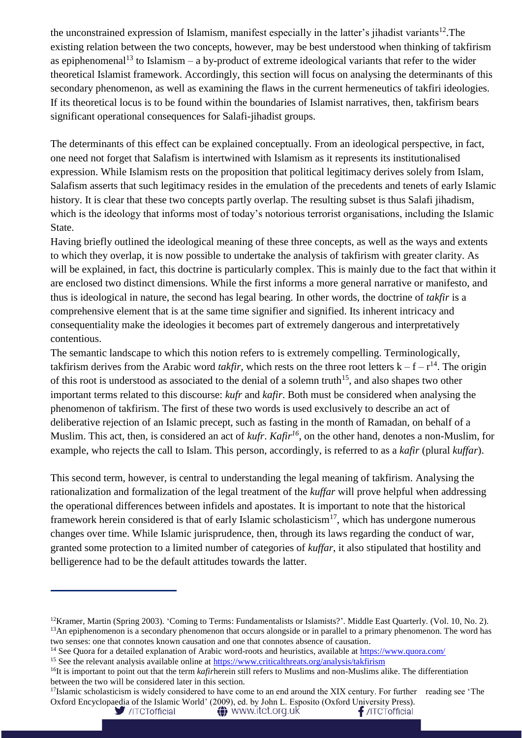the unconstrained expression of Islamism, manifest especially in the latter's jihadist variants[12].The existing relation between the two concepts, however, may be best understood when thinking of takfirism as epiphenomenal[13] to Islamism – a by-product of extreme ideological variants that refer to the wider theoretical Islamist framework. Accordingly, this section will focus on analysing the determinants of this secondary phenomenon, as well as examining the flaws in the current hermeneutics of takfiri ideologies. If its theoretical locus is to be found within the boundaries of Islamist narratives, then, takfirism bears significant operational consequences for Salafi-jihadist groups.

The determinants of this effect can be explained conceptually. From an ideological perspective, in fact, one need not forget that Salafism is intertwined with Islamism as it represents its institutionalised expression. While Islamism rests on the proposition that political legitimacy derives solely from Islam, Salafism asserts that such legitimacy resides in the emulation of the precedents and tenets of early Islamic history. It is clear that these two concepts partly overlap. The resulting subset is thus Salafi jihadism, which is the ideology that informs most of today's notorious terrorist organisations, including the Islamic State.

Having briefly outlined the ideological meaning of these three concepts, as well as the ways and extents to which they overlap, it is now possible to undertake the analysis of takfirism with greater clarity. As will be explained, in fact, this doctrine is particularly complex. This is mainly due to the fact that within it are enclosed two distinct dimensions. While the first informs a more general narrative or manifesto, and thus is ideological in nature, the second has legal bearing. In other words, the doctrine of *takfir* is a comprehensive element that is at the same time signifier and signified. Its inherent intricacy and consequentiality make the ideologies it becomes part of extremely dangerous and interpretatively contentious.

The semantic landscape to which this notion refers to is extremely compelling. Terminologically, takfirism derives from the Arabic word *takfir*, which rests on the three root letters k – f – r[14]. The origin of this root is understood as associated to the denial of a solemn truth[15], and also shapes two other important terms related to this discourse: *kufr* and *kafir*. Both must be considered when analysing the phenomenon of takfirism. The first of these two words is used exclusively to describe an act of deliberative rejection of an Islamic precept, such as fasting in the month of Ramadan, on behalf of a Muslim. This act, then, is considered an act of *kufr*. *Kafir*[16], on the other hand, denotes a non-Muslim, for example, who rejects the call to Islam. This person, accordingly, is referred to as a *kafir* (plural *kuffar*).

This second term, however, is central to understanding the legal meaning of takfirism. Analysing the rationalization and formalization of the legal treatment of the *kuffar* will prove helpful when addressing the operational differences between infidels and apostates. It is important to note that the historical framework herein considered is that of early Islamic scholasticism[17], which has undergone numerous changes over time. While Islamic jurisprudence, then, through its laws regarding the conduct of war, granted some protection to a limited number of categories of *kuffar*, it also stipulated that hostility and belligerence had to be the default attitudes towards the latter.

---

[12] Kramer, Martin (Spring 2003). 'Coming to Terms: Fundamentalists or Islamists?'. Middle East Quarterly. (Vol. 10, No. 2).

[13] An epiphenomenon is a secondary phenomenon that occurs alongside or in parallel to a primary phenomenon. The word has two senses: one that connotes known causation and one that connotes absence of causation.

[14] See Quora for a detailed explanation of Arabic word-roots and heuristics, available at https://www.quora.com/

[15] See the relevant analysis available online at https://www.criticalthreats.org/analysis/takfirism

[16] It is important to point out that the term *kafir*herein still refers to Muslims and non-Muslims alike. The differentiation between the two will be considered later in this section.

[17] Islamic scholasticism is widely considered to have come to an end around the XIX century. For further reading see 'The Oxford Encyclopaedia of the Islamic World' (2009), ed. by John L. Esposito (Oxford University Press).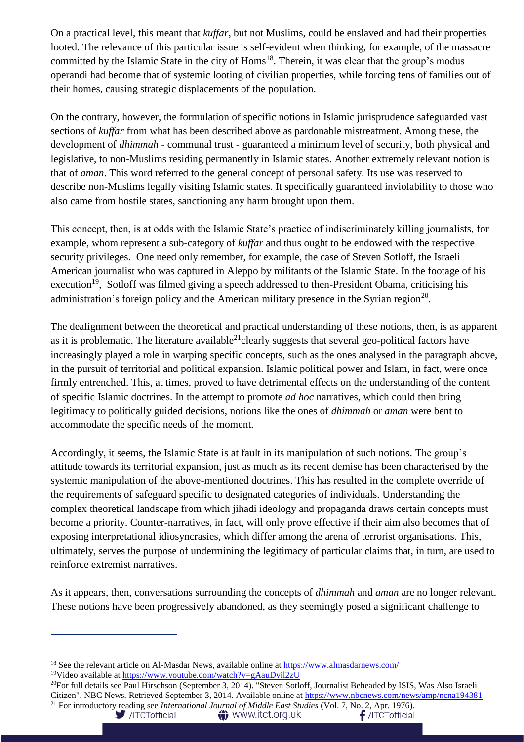On a practical level, this meant that *kuffar*, but not Muslims, could be enslaved and had their properties looted. The relevance of this particular issue is self-evident when thinking, for example, of the massacre committed by the Islamic State in the city of Homs[18]. Therein, it was clear that the group's modus operandi had become that of systemic looting of civilian properties, while forcing tens of families out of their homes, causing strategic displacements of the population.

On the contrary, however, the formulation of specific notions in Islamic jurisprudence safeguarded vast sections of *kuffar* from what has been described above as pardonable mistreatment. Among these, the development of *dhimmah* - communal trust - guaranteed a minimum level of security, both physical and legislative, to non-Muslims residing permanently in Islamic states. Another extremely relevant notion is that of *aman*. This word referred to the general concept of personal safety. Its use was reserved to describe non-Muslims legally visiting Islamic states. It specifically guaranteed inviolability to those who also came from hostile states, sanctioning any harm brought upon them.

This concept, then, is at odds with the Islamic State's practice of indiscriminately killing journalists, for example, whom represent a sub-category of *kuffar* and thus ought to be endowed with the respective security privileges. One need only remember, for example, the case of Steven Sotloff, the Israeli American journalist who was captured in Aleppo by militants of the Islamic State. In the footage of his execution[19], Sotloff was filmed giving a speech addressed to then-President Obama, criticising his administration's foreign policy and the American military presence in the Syrian region[20].

The dealignment between the theoretical and practical understanding of these notions, then, is as apparent as it is problematic. The literature available[21] clearly suggests that several geo-political factors have increasingly played a role in warping specific concepts, such as the ones analysed in the paragraph above, in the pursuit of territorial and political expansion. Islamic political power and Islam, in fact, were once firmly entrenched. This, at times, proved to have detrimental effects on the understanding of the content of specific Islamic doctrines. In the attempt to promote *ad hoc* narratives, which could then bring legitimacy to politically guided decisions, notions like the ones of *dhimmah* or *aman* were bent to accommodate the specific needs of the moment.

Accordingly, it seems, the Islamic State is at fault in its manipulation of such notions. The group's attitude towards its territorial expansion, just as much as its recent demise has been characterised by the systemic manipulation of the above-mentioned doctrines. This has resulted in the complete override of the requirements of safeguard specific to designated categories of individuals. Understanding the complex theoretical landscape from which jihadi ideology and propaganda draws certain concepts must become a priority. Counter-narratives, in fact, will only prove effective if their aim also becomes that of exposing interpretational idiosyncrasies, which differ among the arena of terrorist organisations. This, ultimately, serves the purpose of undermining the legitimacy of particular claims that, in turn, are used to reinforce extremist narratives.

As it appears, then, conversations surrounding the concepts of *dhimmah* and *aman* are no longer relevant. These notions have been progressively abandoned, as they seemingly posed a significant challenge to

---

[18] See the relevant article on Al-Masdar News, available online at https://www.almasdarnews.com/

[19] Video available at https://www.youtube.com/watch?v=gAauDvil2zU

[20] For full details see Paul Hirschson (September 3, 2014). "Steven Sotloff, Journalist Beheaded by ISIS, Was Also Israeli Citizen". NBC News. Retrieved September 3, 2014. Available online at https://www.nbcnews.com/news/amp/ncna194381

[21] For introductory reading see *International Journal of Middle East Studies* (Vol. 7, No. 2, Apr. 1976).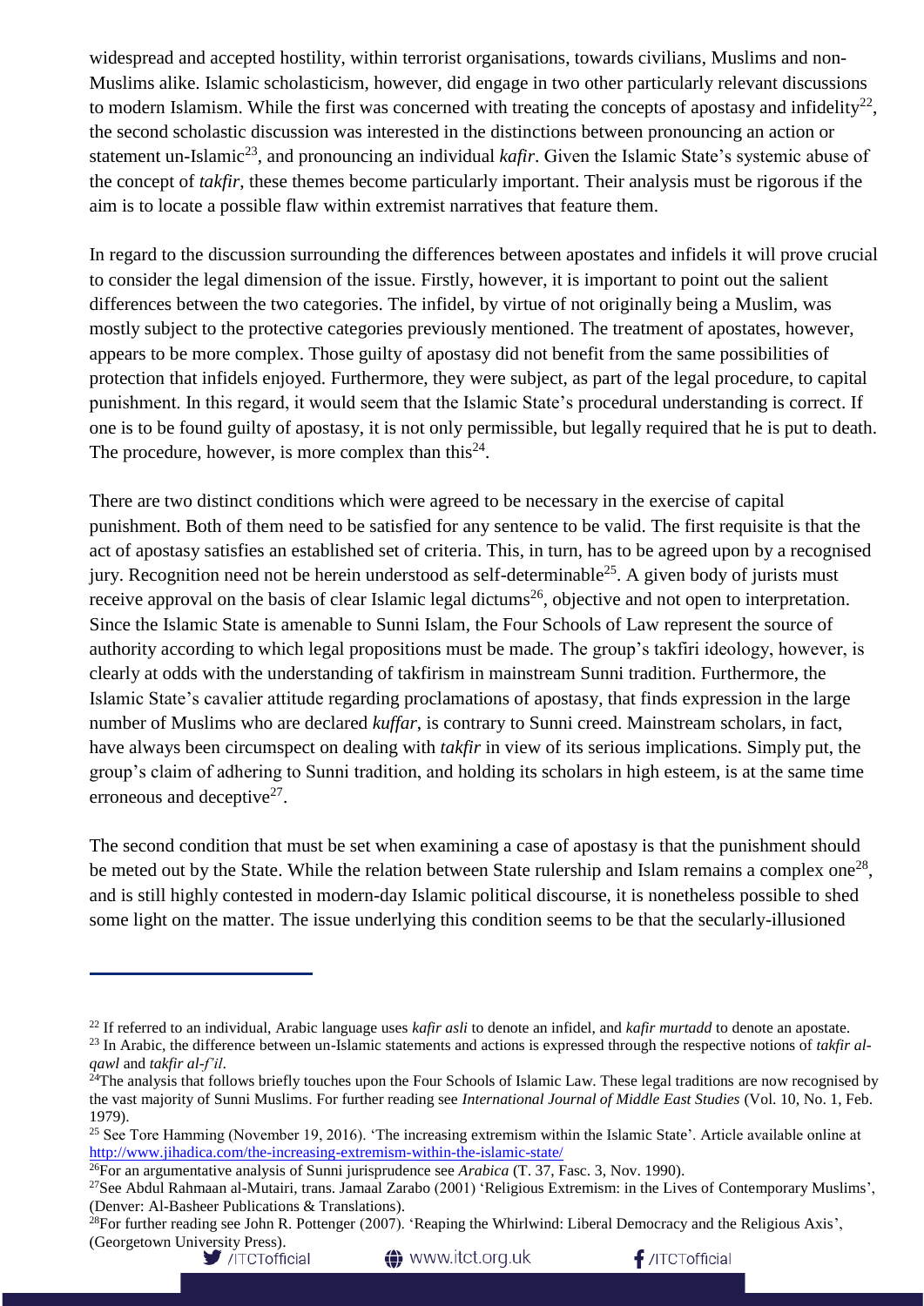widespread and accepted hostility, within terrorist organisations, towards civilians, Muslims and non-Muslims alike. Islamic scholasticism, however, did engage in two other particularly relevant discussions to modern Islamism. While the first was concerned with treating the concepts of apostasy and infidelity[22], the second scholastic discussion was interested in the distinctions between pronouncing an action or statement un-Islamic[23], and pronouncing an individual *kafir*. Given the Islamic State's systemic abuse of the concept of *takfir*, these themes become particularly important. Their analysis must be rigorous if the aim is to locate a possible flaw within extremist narratives that feature them.

In regard to the discussion surrounding the differences between apostates and infidels it will prove crucial to consider the legal dimension of the issue. Firstly, however, it is important to point out the salient differences between the two categories. The infidel, by virtue of not originally being a Muslim, was mostly subject to the protective categories previously mentioned. The treatment of apostates, however, appears to be more complex. Those guilty of apostasy did not benefit from the same possibilities of protection that infidels enjoyed. Furthermore, they were subject, as part of the legal procedure, to capital punishment. In this regard, it would seem that the Islamic State's procedural understanding is correct. If one is to be found guilty of apostasy, it is not only permissible, but legally required that he is put to death. The procedure, however, is more complex than this[24].

There are two distinct conditions which were agreed to be necessary in the exercise of capital punishment. Both of them need to be satisfied for any sentence to be valid. The first requisite is that the act of apostasy satisfies an established set of criteria. This, in turn, has to be agreed upon by a recognised jury. Recognition need not be herein understood as self-determinable[25]. A given body of jurists must receive approval on the basis of clear Islamic legal dictums[26], objective and not open to interpretation. Since the Islamic State is amenable to Sunni Islam, the Four Schools of Law represent the source of authority according to which legal propositions must be made. The group's takfiri ideology, however, is clearly at odds with the understanding of takfirism in mainstream Sunni tradition. Furthermore, the Islamic State's cavalier attitude regarding proclamations of apostasy, that finds expression in the large number of Muslims who are declared *kuffar*, is contrary to Sunni creed. Mainstream scholars, in fact, have always been circumspect on dealing with *takfir* in view of its serious implications. Simply put, the group's claim of adhering to Sunni tradition, and holding its scholars in high esteem, is at the same time erroneous and deceptive[27].

The second condition that must be set when examining a case of apostasy is that the punishment should be meted out by the State. While the relation between State rulership and Islam remains a complex one[28], and is still highly contested in modern-day Islamic political discourse, it is nonetheless possible to shed some light on the matter. The issue underlying this condition seems to be that the secularly-illusioned

---

[22] If referred to an individual, Arabic language uses *kafir asli* to denote an infidel, and *kafir murtadd* to denote an apostate.

[23] In Arabic, the difference between un-Islamic statements and actions is expressed through the respective notions of *takfir al-qawl* and *takfir al-f'il*.

[24] The analysis that follows briefly touches upon the Four Schools of Islamic Law. These legal traditions are now recognised by the vast majority of Sunni Muslims. For further reading see *International Journal of Middle East Studies* (Vol. 10, No. 1, Feb. 1979).

[25] See Tore Hamming (November 19, 2016). 'The increasing extremism within the Islamic State'. Article available online at http://www.jihadica.com/the-increasing-extremism-within-the-islamic-state/

[26] For an argumentative analysis of Sunni jurisprudence see *Arabica* (T. 37, Fasc. 3, Nov. 1990).

[27] See Abdul Rahmaan al-Mutairi, trans. Jamaal Zarabo (2001) 'Religious Extremism: in the Lives of Contemporary Muslims', (Denver: Al-Basheer Publications & Translations).

[28] For further reading see John R. Pottenger (2007). 'Reaping the Whirlwind: Liberal Democracy and the Religious Axis', (Georgetown University Press).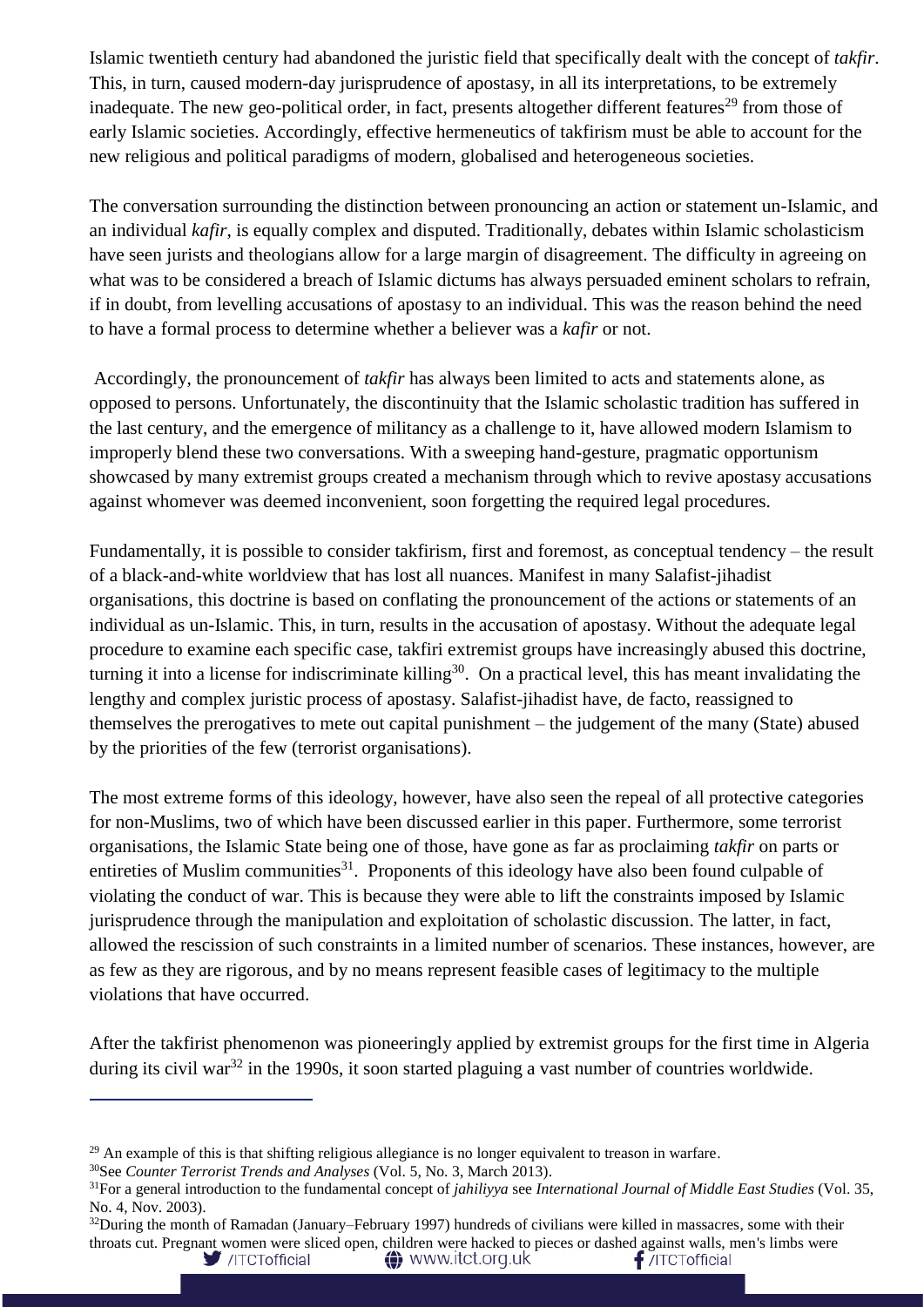Islamic twentieth century had abandoned the juristic field that specifically dealt with the concept of *takfir*. This, in turn, caused modern-day jurisprudence of apostasy, in all its interpretations, to be extremely inadequate. The new geo-political order, in fact, presents altogether different features[29] from those of early Islamic societies. Accordingly, effective hermeneutics of takfirism must be able to account for the new religious and political paradigms of modern, globalised and heterogeneous societies.

The conversation surrounding the distinction between pronouncing an action or statement un-Islamic, and an individual *kafir*, is equally complex and disputed. Traditionally, debates within Islamic scholasticism have seen jurists and theologians allow for a large margin of disagreement. The difficulty in agreeing on what was to be considered a breach of Islamic dictums has always persuaded eminent scholars to refrain, if in doubt, from levelling accusations of apostasy to an individual. This was the reason behind the need to have a formal process to determine whether a believer was a *kafir* or not.

Accordingly, the pronouncement of *takfir* has always been limited to acts and statements alone, as opposed to persons. Unfortunately, the discontinuity that the Islamic scholastic tradition has suffered in the last century, and the emergence of militancy as a challenge to it, have allowed modern Islamism to improperly blend these two conversations. With a sweeping hand-gesture, pragmatic opportunism showcased by many extremist groups created a mechanism through which to revive apostasy accusations against whomever was deemed inconvenient, soon forgetting the required legal procedures.

Fundamentally, it is possible to consider takfirism, first and foremost, as conceptual tendency – the result of a black-and-white worldview that has lost all nuances. Manifest in many Salafist-jihadist organisations, this doctrine is based on conflating the pronouncement of the actions or statements of an individual as un-Islamic. This, in turn, results in the accusation of apostasy. Without the adequate legal procedure to examine each specific case, takfiri extremist groups have increasingly abused this doctrine, turning it into a license for indiscriminate killing[30]. On a practical level, this has meant invalidating the lengthy and complex juristic process of apostasy. Salafist-jihadist have, de facto, reassigned to themselves the prerogatives to mete out capital punishment – the judgement of the many (State) abused by the priorities of the few (terrorist organisations).

The most extreme forms of this ideology, however, have also seen the repeal of all protective categories for non-Muslims, two of which have been discussed earlier in this paper. Furthermore, some terrorist organisations, the Islamic State being one of those, have gone as far as proclaiming *takfir* on parts or entireties of Muslim communities[31]. Proponents of this ideology have also been found culpable of violating the conduct of war. This is because they were able to lift the constraints imposed by Islamic jurisprudence through the manipulation and exploitation of scholastic discussion. The latter, in fact, allowed the rescission of such constraints in a limited number of scenarios. These instances, however, are as few as they are rigorous, and by no means represent feasible cases of legitimacy to the multiple violations that have occurred.

After the takfirist phenomenon was pioneeringly applied by extremist groups for the first time in Algeria during its civil war[32] in the 1990s, it soon started plaguing a vast number of countries worldwide.

---

[29] An example of this is that shifting religious allegiance is no longer equivalent to treason in warfare.

[30] See *Counter Terrorist Trends and Analyses* (Vol. 5, No. 3, March 2013).

[31] For a general introduction to the fundamental concept of *jahiliyya* see *International Journal of Middle East Studies* (Vol. 35, No. 4, Nov. 2003).

[32] During the month of Ramadan (January–February 1997) hundreds of civilians were killed in massacres, some with their throats cut. Pregnant women were sliced open, children were hacked to pieces or dashed against walls, men's limbs were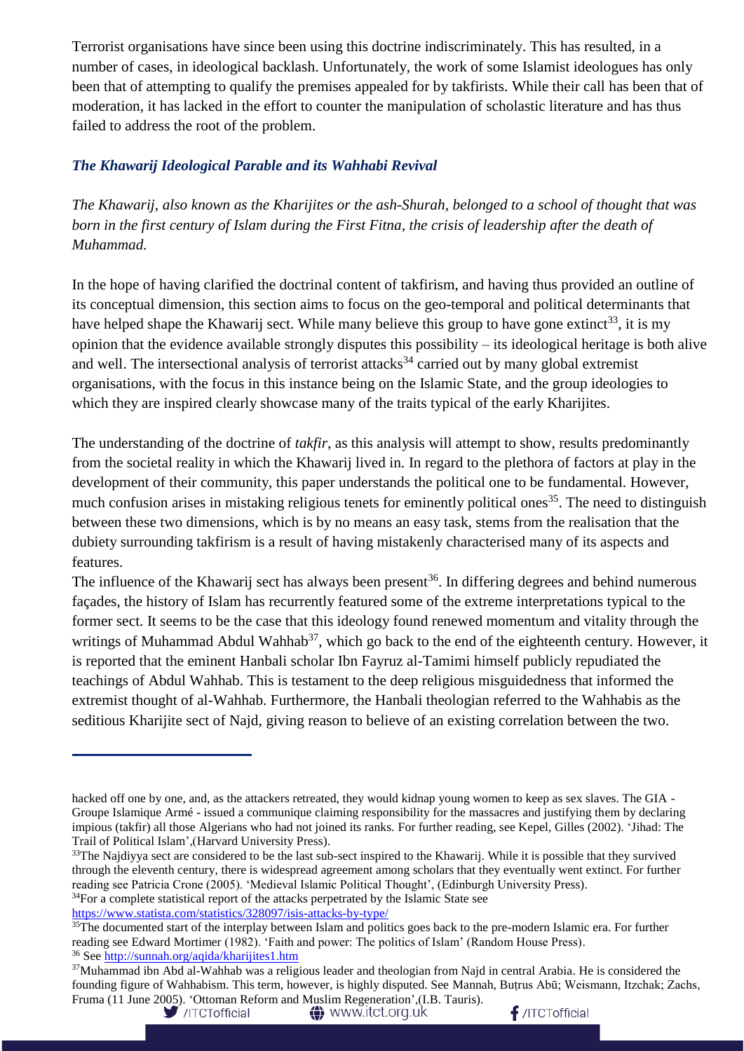Terrorist organisations have since been using this doctrine indiscriminately. This has resulted, in a number of cases, in ideological backlash. Unfortunately, the work of some Islamist ideologues has only been that of attempting to qualify the premises appealed for by takfirists. While their call has been that of moderation, it has lacked in the effort to counter the manipulation of scholastic literature and has thus failed to address the root of the problem.

### *The Khawarij Ideological Parable and its Wahhabi Revival*

*The Khawarij, also known as the Kharijites or the ash-Shurah, belonged to a school of thought that was born in the first century of Islam during the First Fitna, the crisis of leadership after the death of Muhammad.*

In the hope of having clarified the doctrinal content of takfirism, and having thus provided an outline of its conceptual dimension, this section aims to focus on the geo-temporal and political determinants that have helped shape the Khawarij sect. While many believe this group to have gone extinct[33], it is my opinion that the evidence available strongly disputes this possibility – its ideological heritage is both alive and well. The intersectional analysis of terrorist attacks[34] carried out by many global extremist organisations, with the focus in this instance being on the Islamic State, and the group ideologies to which they are inspired clearly showcase many of the traits typical of the early Kharijites.

The understanding of the doctrine of *takfir*, as this analysis will attempt to show, results predominantly from the societal reality in which the Khawarij lived in. In regard to the plethora of factors at play in the development of their community, this paper understands the political one to be fundamental. However, much confusion arises in mistaking religious tenets for eminently political ones[35]. The need to distinguish between these two dimensions, which is by no means an easy task, stems from the realisation that the dubiety surrounding takfirism is a result of having mistakenly characterised many of its aspects and features.

The influence of the Khawarij sect has always been present[36]. In differing degrees and behind numerous façades, the history of Islam has recurrently featured some of the extreme interpretations typical to the former sect. It seems to be the case that this ideology found renewed momentum and vitality through the writings of Muhammad Abdul Wahhab[37], which go back to the end of the eighteenth century. However, it is reported that the eminent Hanbali scholar Ibn Fayruz al-Tamimi himself publicly repudiated the teachings of Abdul Wahhab. This is testament to the deep religious misguidedness that informed the extremist thought of al-Wahhab. Furthermore, the Hanbali theologian referred to the Wahhabis as the seditious Kharijite sect of Najd, giving reason to believe of an existing correlation between the two.

---

hacked off one by one, and, as the attackers retreated, they would kidnap young women to keep as sex slaves. The GIA - Groupe Islamique Armé - issued a communique claiming responsibility for the massacres and justifying them by declaring impious (takfir) all those Algerians who had not joined its ranks. For further reading, see Kepel, Gilles (2002). 'Jihad: The Trail of Political Islam',(Harvard University Press).

[33] The Najdiyya sect are considered to be the last sub-sect inspired to the Khawarij. While it is possible that they survived through the eleventh century, there is widespread agreement among scholars that they eventually went extinct. For further reading see Patricia Crone (2005). 'Medieval Islamic Political Thought', (Edinburgh University Press).

[34] For a complete statistical report of the attacks perpetrated by the Islamic State see https://www.statista.com/statistics/328097/isis-attacks-by-type/

[35] The documented start of the interplay between Islam and politics goes back to the pre-modern Islamic era. For further reading see Edward Mortimer (1982). 'Faith and power: The politics of Islam' (Random House Press).

[36] See http://sunnah.org/aqida/kharijites1.htm

[37] Muhammad ibn Abd al-Wahhab was a religious leader and theologian from Najd in central Arabia. He is considered the founding figure of Wahhabism. This term, however, is highly disputed. See Mannah, Buṭrus Abū; Weismann, Itzchak; Zachs, Fruma (11 June 2005). 'Ottoman Reform and Muslim Regeneration',(I.B. Tauris).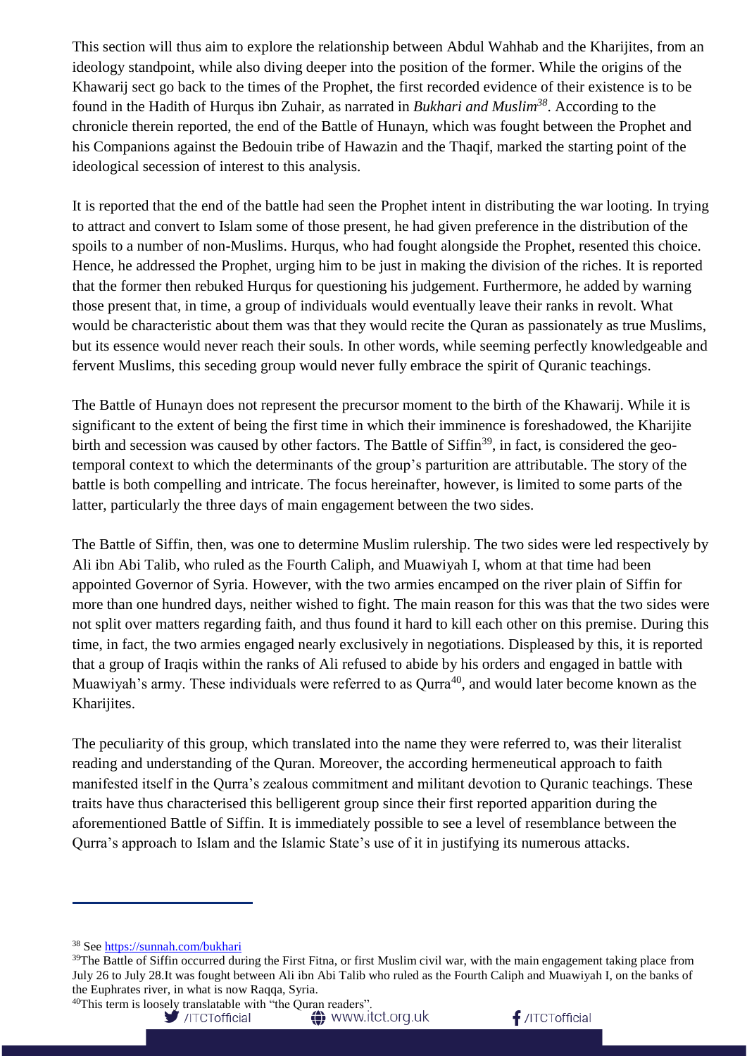This section will thus aim to explore the relationship between Abdul Wahhab and the Kharijites, from an ideology standpoint, while also diving deeper into the position of the former. While the origins of the Khawarij sect go back to the times of the Prophet, the first recorded evidence of their existence is to be found in the Hadith of Hurqus ibn Zuhair, as narrated in *Bukhari and Muslim*[38]. According to the chronicle therein reported, the end of the Battle of Hunayn, which was fought between the Prophet and his Companions against the Bedouin tribe of Hawazin and the Thaqif, marked the starting point of the ideological secession of interest to this analysis.

It is reported that the end of the battle had seen the Prophet intent in distributing the war looting. In trying to attract and convert to Islam some of those present, he had given preference in the distribution of the spoils to a number of non-Muslims. Hurqus, who had fought alongside the Prophet, resented this choice. Hence, he addressed the Prophet, urging him to be just in making the division of the riches. It is reported that the former then rebuked Hurqus for questioning his judgement. Furthermore, he added by warning those present that, in time, a group of individuals would eventually leave their ranks in revolt. What would be characteristic about them was that they would recite the Quran as passionately as true Muslims, but its essence would never reach their souls. In other words, while seeming perfectly knowledgeable and fervent Muslims, this seceding group would never fully embrace the spirit of Quranic teachings.

The Battle of Hunayn does not represent the precursor moment to the birth of the Khawarij. While it is significant to the extent of being the first time in which their imminence is foreshadowed, the Kharijite birth and secession was caused by other factors. The Battle of Siffin[39], in fact, is considered the geo-temporal context to which the determinants of the group's parturition are attributable. The story of the battle is both compelling and intricate. The focus hereinafter, however, is limited to some parts of the latter, particularly the three days of main engagement between the two sides.

The Battle of Siffin, then, was one to determine Muslim rulership. The two sides were led respectively by Ali ibn Abi Talib, who ruled as the Fourth Caliph, and Muawiyah I, whom at that time had been appointed Governor of Syria. However, with the two armies encamped on the river plain of Siffin for more than one hundred days, neither wished to fight. The main reason for this was that the two sides were not split over matters regarding faith, and thus found it hard to kill each other on this premise. During this time, in fact, the two armies engaged nearly exclusively in negotiations. Displeased by this, it is reported that a group of Iraqis within the ranks of Ali refused to abide by his orders and engaged in battle with Muawiyah's army. These individuals were referred to as Qurra[40], and would later become known as the Kharijites.

The peculiarity of this group, which translated into the name they were referred to, was their literalist reading and understanding of the Quran. Moreover, the according hermeneutical approach to faith manifested itself in the Qurra's zealous commitment and militant devotion to Quranic teachings. These traits have thus characterised this belligerent group since their first reported apparition during the aforementioned Battle of Siffin. It is immediately possible to see a level of resemblance between the Qurra's approach to Islam and the Islamic State's use of it in justifying its numerous attacks.

---

[38] See https://sunnah.com/bukhari

[39] The Battle of Siffin occurred during the First Fitna, or first Muslim civil war, with the main engagement taking place from July 26 to July 28.It was fought between Ali ibn Abi Talib who ruled as the Fourth Caliph and Muawiyah I, on the banks of the Euphrates river, in what is now Raqqa, Syria.

[40] This term is loosely translatable with "the Quran readers".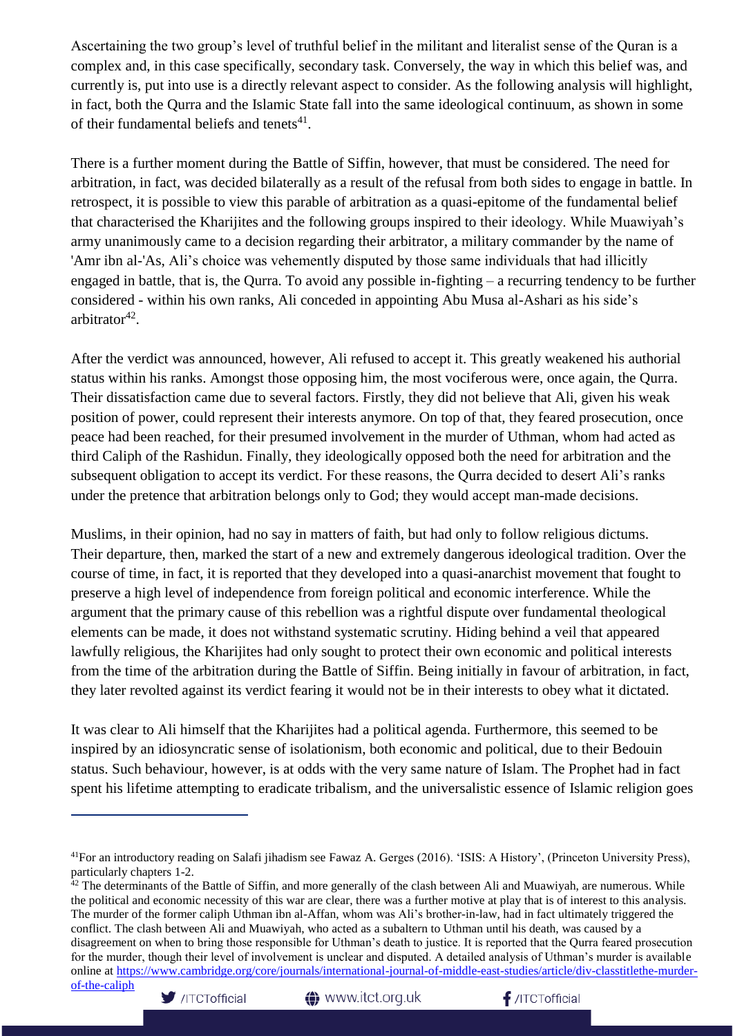Ascertaining the two group's level of truthful belief in the militant and literalist sense of the Quran is a complex and, in this case specifically, secondary task. Conversely, the way in which this belief was, and currently is, put into use is a directly relevant aspect to consider. As the following analysis will highlight, in fact, both the Qurra and the Islamic State fall into the same ideological continuum, as shown in some of their fundamental beliefs and tenets[41].

There is a further moment during the Battle of Siffin, however, that must be considered. The need for arbitration, in fact, was decided bilaterally as a result of the refusal from both sides to engage in battle. In retrospect, it is possible to view this parable of arbitration as a quasi-epitome of the fundamental belief that characterised the Kharijites and the following groups inspired to their ideology. While Muawiyah's army unanimously came to a decision regarding their arbitrator, a military commander by the name of 'Amr ibn al-'As, Ali's choice was vehemently disputed by those same individuals that had illicitly engaged in battle, that is, the Qurra. To avoid any possible in-fighting – a recurring tendency to be further considered - within his own ranks, Ali conceded in appointing Abu Musa al-Ashari as his side's arbitrator[42].

After the verdict was announced, however, Ali refused to accept it. This greatly weakened his authorial status within his ranks. Amongst those opposing him, the most vociferous were, once again, the Qurra. Their dissatisfaction came due to several factors. Firstly, they did not believe that Ali, given his weak position of power, could represent their interests anymore. On top of that, they feared prosecution, once peace had been reached, for their presumed involvement in the murder of Uthman, whom had acted as third Caliph of the Rashidun. Finally, they ideologically opposed both the need for arbitration and the subsequent obligation to accept its verdict. For these reasons, the Qurra decided to desert Ali's ranks under the pretence that arbitration belongs only to God; they would accept man-made decisions.

Muslims, in their opinion, had no say in matters of faith, but had only to follow religious dictums. Their departure, then, marked the start of a new and extremely dangerous ideological tradition. Over the course of time, in fact, it is reported that they developed into a quasi-anarchist movement that fought to preserve a high level of independence from foreign political and economic interference. While the argument that the primary cause of this rebellion was a rightful dispute over fundamental theological elements can be made, it does not withstand systematic scrutiny. Hiding behind a veil that appeared lawfully religious, the Kharijites had only sought to protect their own economic and political interests from the time of the arbitration during the Battle of Siffin. Being initially in favour of arbitration, in fact, they later revolted against its verdict fearing it would not be in their interests to obey what it dictated.

It was clear to Ali himself that the Kharijites had a political agenda. Furthermore, this seemed to be inspired by an idiosyncratic sense of isolationism, both economic and political, due to their Bedouin status. Such behaviour, however, is at odds with the very same nature of Islam. The Prophet had in fact spent his lifetime attempting to eradicate tribalism, and the universalistic essence of Islamic religion goes

---

[41] For an introductory reading on Salafi jihadism see Fawaz A. Gerges (2016). 'ISIS: A History', (Princeton University Press), particularly chapters 1-2.

[42] The determinants of the Battle of Siffin, and more generally of the clash between Ali and Muawiyah, are numerous. While the political and economic necessity of this war are clear, there was a further motive at play that is of interest to this analysis. The murder of the former caliph Uthman ibn al-Affan, whom was Ali's brother-in-law, had in fact ultimately triggered the conflict. The clash between Ali and Muawiyah, who acted as a subaltern to Uthman until his death, was caused by a disagreement on when to bring those responsible for Uthman's death to justice. It is reported that the Qurra feared prosecution for the murder, though their level of involvement is unclear and disputed. A detailed analysis of Uthman's murder is available online at https://www.cambridge.org/core/journals/international-journal-of-middle-east-studies/article/div-classtitlethe-murder-of-the-caliph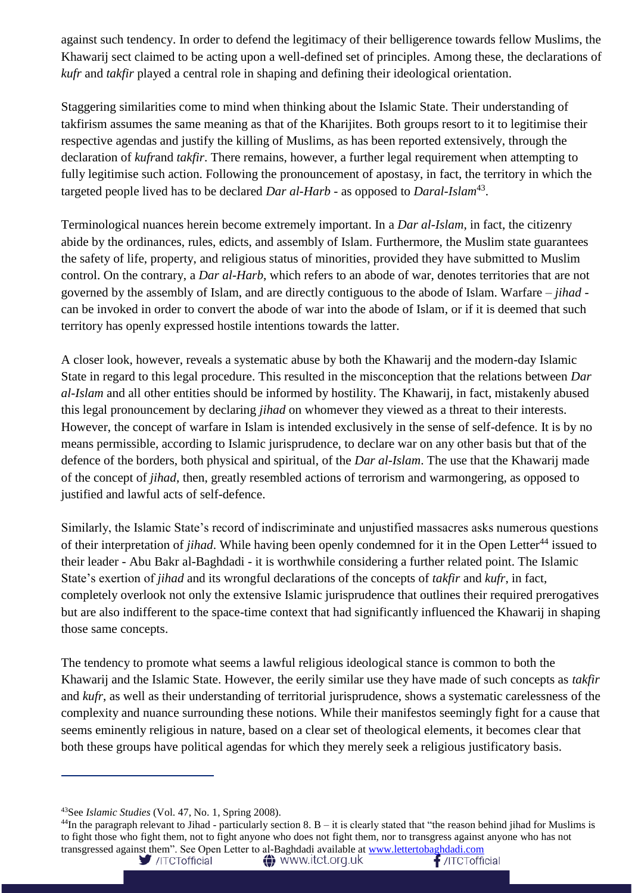against such tendency. In order to defend the legitimacy of their belligerence towards fellow Muslims, the Khawarij sect claimed to be acting upon a well-defined set of principles. Among these, the declarations of *kufr* and *takfir* played a central role in shaping and defining their ideological orientation.

Staggering similarities come to mind when thinking about the Islamic State. Their understanding of takfirism assumes the same meaning as that of the Kharijites. Both groups resort to it to legitimise their respective agendas and justify the killing of Muslims, as has been reported extensively, through the declaration of *kufr*and *takfir*. There remains, however, a further legal requirement when attempting to fully legitimise such action. Following the pronouncement of apostasy, in fact, the territory in which the targeted people lived has to be declared *Dar al-Harb* - as opposed to *Daral-Islam*[43].

Terminological nuances herein become extremely important. In a *Dar al-Islam*, in fact, the citizenry abide by the ordinances, rules, edicts, and assembly of Islam. Furthermore, the Muslim state guarantees the safety of life, property, and religious status of minorities, provided they have submitted to Muslim control. On the contrary, a *Dar al-Harb*, which refers to an abode of war, denotes territories that are not governed by the assembly of Islam, and are directly contiguous to the abode of Islam. Warfare – *jihad* - can be invoked in order to convert the abode of war into the abode of Islam, or if it is deemed that such territory has openly expressed hostile intentions towards the latter.

A closer look, however, reveals a systematic abuse by both the Khawarij and the modern-day Islamic State in regard to this legal procedure. This resulted in the misconception that the relations between *Dar al-Islam* and all other entities should be informed by hostility. The Khawarij, in fact, mistakenly abused this legal pronouncement by declaring *jihad* on whomever they viewed as a threat to their interests. However, the concept of warfare in Islam is intended exclusively in the sense of self-defence. It is by no means permissible, according to Islamic jurisprudence, to declare war on any other basis but that of the defence of the borders, both physical and spiritual, of the *Dar al-Islam*. The use that the Khawarij made of the concept of *jihad*, then, greatly resembled actions of terrorism and warmongering, as opposed to justified and lawful acts of self-defence.

Similarly, the Islamic State's record of indiscriminate and unjustified massacres asks numerous questions of their interpretation of *jihad*. While having been openly condemned for it in the Open Letter[44] issued to their leader - Abu Bakr al-Baghdadi - it is worthwhile considering a further related point. The Islamic State's exertion of *jihad* and its wrongful declarations of the concepts of *takfir* and *kufr*, in fact, completely overlook not only the extensive Islamic jurisprudence that outlines their required prerogatives but are also indifferent to the space-time context that had significantly influenced the Khawarij in shaping those same concepts.

The tendency to promote what seems a lawful religious ideological stance is common to both the Khawarij and the Islamic State. However, the eerily similar use they have made of such concepts as *takfir* and *kufr*, as well as their understanding of territorial jurisprudence, shows a systematic carelessness of the complexity and nuance surrounding these notions. While their manifestos seemingly fight for a cause that seems eminently religious in nature, based on a clear set of theological elements, it becomes clear that both these groups have political agendas for which they merely seek a religious justificatory basis.

---

[43]See *Islamic Studies* (Vol. 47, No. 1, Spring 2008).

[44]In the paragraph relevant to Jihad - particularly section 8. B – it is clearly stated that "the reason behind jihad for Muslims is to fight those who fight them, not to fight anyone who does not fight them, nor to transgress against anyone who has not transgressed against them". See Open Letter to al-Baghdadi available at www.lettertobaghdadi.com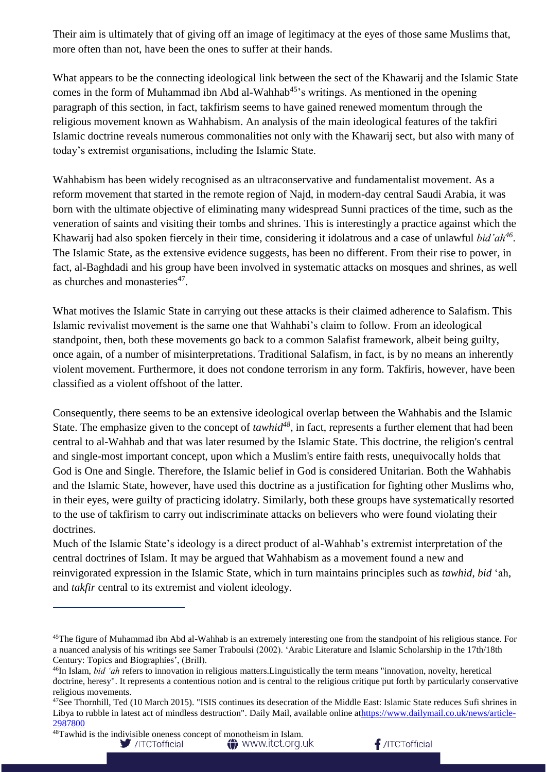Their aim is ultimately that of giving off an image of legitimacy at the eyes of those same Muslims that, more often than not, have been the ones to suffer at their hands.

What appears to be the connecting ideological link between the sect of the Khawarij and the Islamic State comes in the form of Muhammad ibn Abd al-Wahhab[45]'s writings. As mentioned in the opening paragraph of this section, in fact, takfirism seems to have gained renewed momentum through the religious movement known as Wahhabism. An analysis of the main ideological features of the takfiri Islamic doctrine reveals numerous commonalities not only with the Khawarij sect, but also with many of today's extremist organisations, including the Islamic State.

Wahhabism has been widely recognised as an ultraconservative and fundamentalist movement. As a reform movement that started in the remote region of Najd, in modern-day central Saudi Arabia, it was born with the ultimate objective of eliminating many widespread Sunni practices of the time, such as the veneration of saints and visiting their tombs and shrines. This is interestingly a practice against which the Khawarij had also spoken fiercely in their time, considering it idolatrous and a case of unlawful *bid'ah*[46]. The Islamic State, as the extensive evidence suggests, has been no different. From their rise to power, in fact, al-Baghdadi and his group have been involved in systematic attacks on mosques and shrines, as well as churches and monasteries[47].

What motives the Islamic State in carrying out these attacks is their claimed adherence to Salafism. This Islamic revivalist movement is the same one that Wahhabi's claim to follow. From an ideological standpoint, then, both these movements go back to a common Salafist framework, albeit being guilty, once again, of a number of misinterpretations. Traditional Salafism, in fact, is by no means an inherently violent movement. Furthermore, it does not condone terrorism in any form. Takfiris, however, have been classified as a violent offshoot of the latter.

Consequently, there seems to be an extensive ideological overlap between the Wahhabis and the Islamic State. The emphasize given to the concept of *tawhid*[48], in fact, represents a further element that had been central to al-Wahhab and that was later resumed by the Islamic State. This doctrine, the religion's central and single-most important concept, upon which a Muslim's entire faith rests, unequivocally holds that God is One and Single. Therefore, the Islamic belief in God is considered Unitarian. Both the Wahhabis and the Islamic State, however, have used this doctrine as a justification for fighting other Muslims who, in their eyes, were guilty of practicing idolatry. Similarly, both these groups have systematically resorted to the use of takfirism to carry out indiscriminate attacks on believers who were found violating their doctrines.

Much of the Islamic State's ideology is a direct product of al-Wahhab's extremist interpretation of the central doctrines of Islam. It may be argued that Wahhabism as a movement found a new and reinvigorated expression in the Islamic State, which in turn maintains principles such as *tawhid*, *bid* 'ah, and *takfir* central to its extremist and violent ideology.

---

[45] The figure of Muhammad ibn Abd al-Wahhab is an extremely interesting one from the standpoint of his religious stance. For a nuanced analysis of his writings see Samer Traboulsi (2002). 'Arabic Literature and Islamic Scholarship in the 17th/18th Century: Topics and Biographies', (Brill).

[46] In Islam, *bid 'ah* refers to innovation in religious matters.Linguistically the term means "innovation, novelty, heretical doctrine, heresy". It represents a contentious notion and is central to the religious critique put forth by particularly conservative religious movements.

[47] See Thornhill, Ted (10 March 2015). "ISIS continues its desecration of the Middle East: Islamic State reduces Sufi shrines in Libya to rubble in latest act of mindless destruction". Daily Mail, available online athttps://www.dailymail.co.uk/news/article-2987800

[48] Tawhid is the indivisible oneness concept of monotheism in Islam.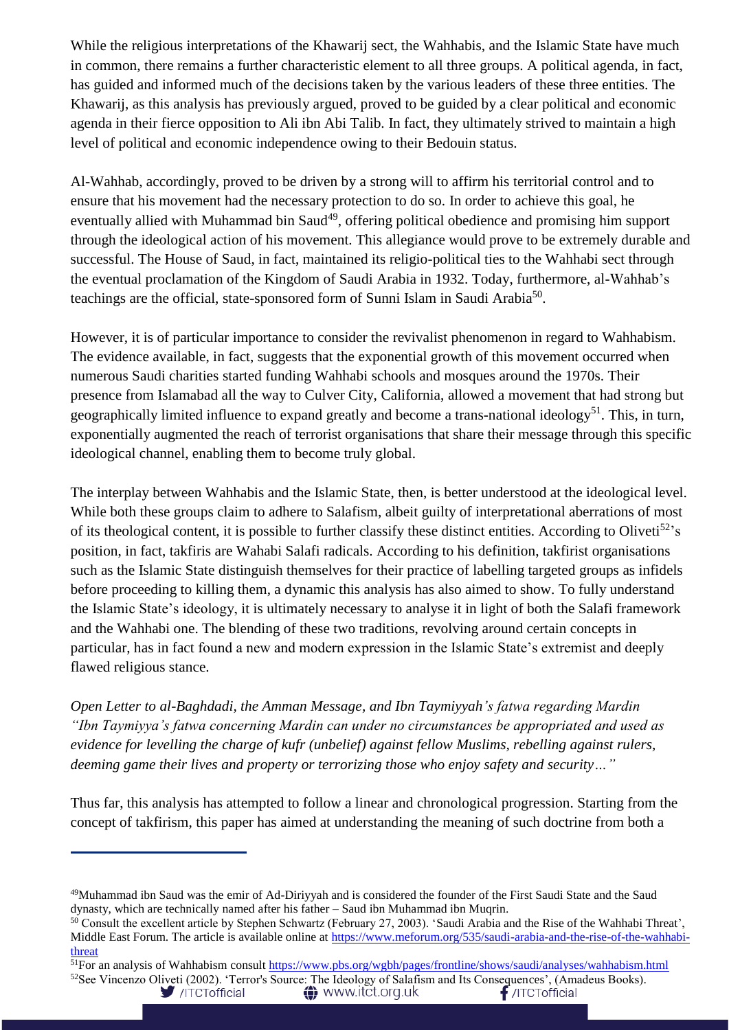While the religious interpretations of the Khawarij sect, the Wahhabis, and the Islamic State have much in common, there remains a further characteristic element to all three groups. A political agenda, in fact, has guided and informed much of the decisions taken by the various leaders of these three entities. The Khawarij, as this analysis has previously argued, proved to be guided by a clear political and economic agenda in their fierce opposition to Ali ibn Abi Talib. In fact, they ultimately strived to maintain a high level of political and economic independence owing to their Bedouin status.

Al-Wahhab, accordingly, proved to be driven by a strong will to affirm his territorial control and to ensure that his movement had the necessary protection to do so. In order to achieve this goal, he eventually allied with Muhammad bin Saud[49], offering political obedience and promising him support through the ideological action of his movement. This allegiance would prove to be extremely durable and successful. The House of Saud, in fact, maintained its religio-political ties to the Wahhabi sect through the eventual proclamation of the Kingdom of Saudi Arabia in 1932. Today, furthermore, al-Wahhab's teachings are the official, state-sponsored form of Sunni Islam in Saudi Arabia[50].

However, it is of particular importance to consider the revivalist phenomenon in regard to Wahhabism. The evidence available, in fact, suggests that the exponential growth of this movement occurred when numerous Saudi charities started funding Wahhabi schools and mosques around the 1970s. Their presence from Islamabad all the way to Culver City, California, allowed a movement that had strong but geographically limited influence to expand greatly and become a trans-national ideology[51]. This, in turn, exponentially augmented the reach of terrorist organisations that share their message through this specific ideological channel, enabling them to become truly global.

The interplay between Wahhabis and the Islamic State, then, is better understood at the ideological level. While both these groups claim to adhere to Salafism, albeit guilty of interpretational aberrations of most of its theological content, it is possible to further classify these distinct entities. According to Oliveti[52]'s position, in fact, takfiris are Wahabi Salafi radicals. According to his definition, takfirist organisations such as the Islamic State distinguish themselves for their practice of labelling targeted groups as infidels before proceeding to killing them, a dynamic this analysis has also aimed to show. To fully understand the Islamic State's ideology, it is ultimately necessary to analyse it in light of both the Salafi framework and the Wahhabi one. The blending of these two traditions, revolving around certain concepts in particular, has in fact found a new and modern expression in the Islamic State's extremist and deeply flawed religious stance.

*Open Letter to al-Baghdadi, the Amman Message, and Ibn Taymiyyah's fatwa regarding Mardin*
*"Ibn Taymiyya's fatwa concerning Mardin can under no circumstances be appropriated and used as evidence for levelling the charge of kufr (unbelief) against fellow Muslims, rebelling against rulers, deeming game their lives and property or terrorizing those who enjoy safety and security…"*

Thus far, this analysis has attempted to follow a linear and chronological progression. Starting from the concept of takfirism, this paper has aimed at understanding the meaning of such doctrine from both a

---

[49] Muhammad ibn Saud was the emir of Ad-Diriyyah and is considered the founder of the First Saudi State and the Saud dynasty, which are technically named after his father – Saud ibn Muhammad ibn Muqrin.

[50] Consult the excellent article by Stephen Schwartz (February 27, 2003). 'Saudi Arabia and the Rise of the Wahhabi Threat', Middle East Forum. The article is available online at https://www.meforum.org/535/saudi-arabia-and-the-rise-of-the-wahhabi-threat

[51] For an analysis of Wahhabism consult https://www.pbs.org/wgbh/pages/frontline/shows/saudi/analyses/wahhabism.html

[52] See Vincenzo Oliveti (2002). 'Terror's Source: The Ideology of Salafism and Its Consequences', (Amadeus Books).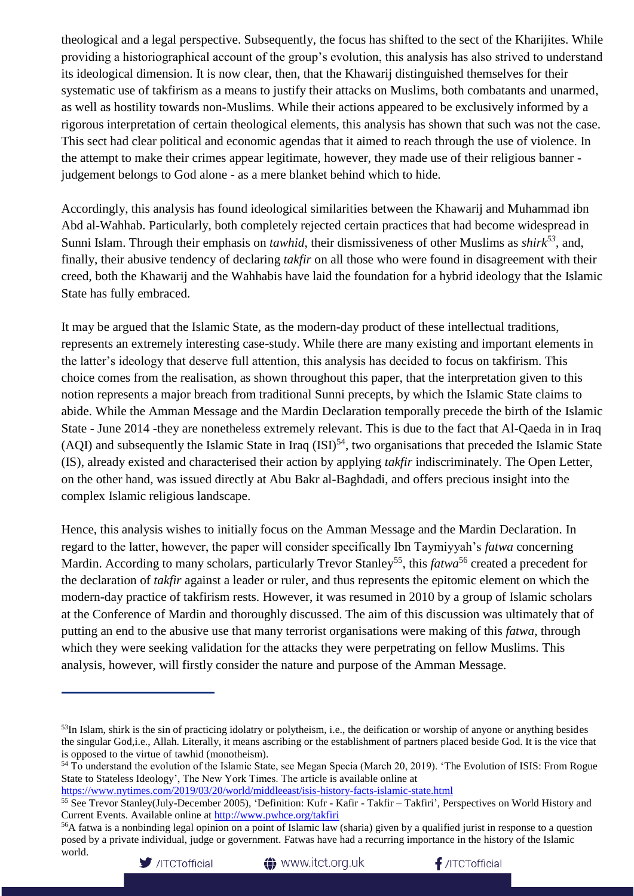theological and a legal perspective. Subsequently, the focus has shifted to the sect of the Kharijites. While providing a historiographical account of the group's evolution, this analysis has also strived to understand its ideological dimension. It is now clear, then, that the Khawarij distinguished themselves for their systematic use of takfirism as a means to justify their attacks on Muslims, both combatants and unarmed, as well as hostility towards non-Muslims. While their actions appeared to be exclusively informed by a rigorous interpretation of certain theological elements, this analysis has shown that such was not the case. This sect had clear political and economic agendas that it aimed to reach through the use of violence. In the attempt to make their crimes appear legitimate, however, they made use of their religious banner - judgement belongs to God alone - as a mere blanket behind which to hide.

Accordingly, this analysis has found ideological similarities between the Khawarij and Muhammad ibn Abd al-Wahhab. Particularly, both completely rejected certain practices that had become widespread in Sunni Islam. Through their emphasis on *tawhid*, their dismissiveness of other Muslims as *shirk*[53], and, finally, their abusive tendency of declaring *takfir* on all those who were found in disagreement with their creed, both the Khawarij and the Wahhabis have laid the foundation for a hybrid ideology that the Islamic State has fully embraced.

It may be argued that the Islamic State, as the modern-day product of these intellectual traditions, represents an extremely interesting case-study. While there are many existing and important elements in the latter's ideology that deserve full attention, this analysis has decided to focus on takfirism. This choice comes from the realisation, as shown throughout this paper, that the interpretation given to this notion represents a major breach from traditional Sunni precepts, by which the Islamic State claims to abide. While the Amman Message and the Mardin Declaration temporally precede the birth of the Islamic State - June 2014 -they are nonetheless extremely relevant. This is due to the fact that Al-Qaeda in in Iraq (AQI) and subsequently the Islamic State in Iraq (ISI)[54], two organisations that preceded the Islamic State (IS), already existed and characterised their action by applying *takfir* indiscriminately. The Open Letter, on the other hand, was issued directly at Abu Bakr al-Baghdadi, and offers precious insight into the complex Islamic religious landscape.

Hence, this analysis wishes to initially focus on the Amman Message and the Mardin Declaration. In regard to the latter, however, the paper will consider specifically Ibn Taymiyyah's *fatwa* concerning Mardin. According to many scholars, particularly Trevor Stanley[55], this *fatwa*[56] created a precedent for the declaration of *takfir* against a leader or ruler, and thus represents the epitomic element on which the modern-day practice of takfirism rests. However, it was resumed in 2010 by a group of Islamic scholars at the Conference of Mardin and thoroughly discussed. The aim of this discussion was ultimately that of putting an end to the abusive use that many terrorist organisations were making of this *fatwa*, through which they were seeking validation for the attacks they were perpetrating on fellow Muslims. This analysis, however, will firstly consider the nature and purpose of the Amman Message.

---

[53] In Islam, shirk is the sin of practicing idolatry or polytheism, i.e., the deification or worship of anyone or anything besides the singular God,i.e., Allah. Literally, it means ascribing or the establishment of partners placed beside God. It is the vice that is opposed to the virtue of tawhid (monotheism).

[54] To understand the evolution of the Islamic State, see Megan Specia (March 20, 2019). 'The Evolution of ISIS: From Rogue State to Stateless Ideology', The New York Times. The article is available online at https://www.nytimes.com/2019/03/20/world/middleeast/isis-history-facts-islamic-state.html

[55] See Trevor Stanley(July-December 2005), 'Definition: Kufr - Kafir - Takfir – Takfiri', Perspectives on World History and Current Events. Available online at http://www.pwhce.org/takfiri

[56] A fatwa is a nonbinding legal opinion on a point of Islamic law (sharia) given by a qualified jurist in response to a question posed by a private individual, judge or government. Fatwas have had a recurring importance in the history of the Islamic world.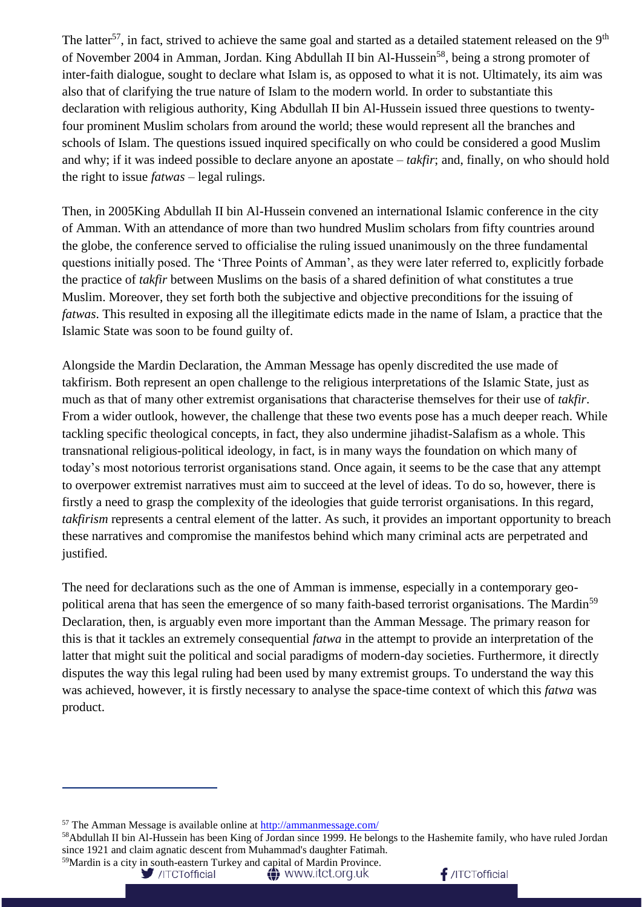The latter[57], in fact, strived to achieve the same goal and started as a detailed statement released on the 9th of November 2004 in Amman, Jordan. King Abdullah II bin Al-Hussein[58], being a strong promoter of inter-faith dialogue, sought to declare what Islam is, as opposed to what it is not. Ultimately, its aim was also that of clarifying the true nature of Islam to the modern world. In order to substantiate this declaration with religious authority, King Abdullah II bin Al-Hussein issued three questions to twenty-four prominent Muslim scholars from around the world; these would represent all the branches and schools of Islam. The questions issued inquired specifically on who could be considered a good Muslim and why; if it was indeed possible to declare anyone an apostate – *takfir*; and, finally, on who should hold the right to issue *fatwas* – legal rulings.

Then, in 2005King Abdullah II bin Al-Hussein convened an international Islamic conference in the city of Amman. With an attendance of more than two hundred Muslim scholars from fifty countries around the globe, the conference served to officialise the ruling issued unanimously on the three fundamental questions initially posed. The 'Three Points of Amman', as they were later referred to, explicitly forbade the practice of *takfir* between Muslims on the basis of a shared definition of what constitutes a true Muslim. Moreover, they set forth both the subjective and objective preconditions for the issuing of *fatwas*. This resulted in exposing all the illegitimate edicts made in the name of Islam, a practice that the Islamic State was soon to be found guilty of.

Alongside the Mardin Declaration, the Amman Message has openly discredited the use made of takfirism. Both represent an open challenge to the religious interpretations of the Islamic State, just as much as that of many other extremist organisations that characterise themselves for their use of *takfir*. From a wider outlook, however, the challenge that these two events pose has a much deeper reach. While tackling specific theological concepts, in fact, they also undermine jihadist-Salafism as a whole. This transnational religious-political ideology, in fact, is in many ways the foundation on which many of today's most notorious terrorist organisations stand. Once again, it seems to be the case that any attempt to overpower extremist narratives must aim to succeed at the level of ideas. To do so, however, there is firstly a need to grasp the complexity of the ideologies that guide terrorist organisations. In this regard, *takfirism* represents a central element of the latter. As such, it provides an important opportunity to breach these narratives and compromise the manifestos behind which many criminal acts are perpetrated and justified.

The need for declarations such as the one of Amman is immense, especially in a contemporary geo-political arena that has seen the emergence of so many faith-based terrorist organisations. The Mardin[59] Declaration, then, is arguably even more important than the Amman Message. The primary reason for this is that it tackles an extremely consequential *fatwa* in the attempt to provide an interpretation of the latter that might suit the political and social paradigms of modern-day societies. Furthermore, it directly disputes the way this legal ruling had been used by many extremist groups. To understand the way this was achieved, however, it is firstly necessary to analyse the space-time context of which this *fatwa* was product.

---

[57] The Amman Message is available online at http://ammanmessage.com/

[58] Abdullah II bin Al-Hussein has been King of Jordan since 1999. He belongs to the Hashemite family, who have ruled Jordan since 1921 and claim agnatic descent from Muhammad's daughter Fatimah.

[59] Mardin is a city in south-eastern Turkey and capital of Mardin Province.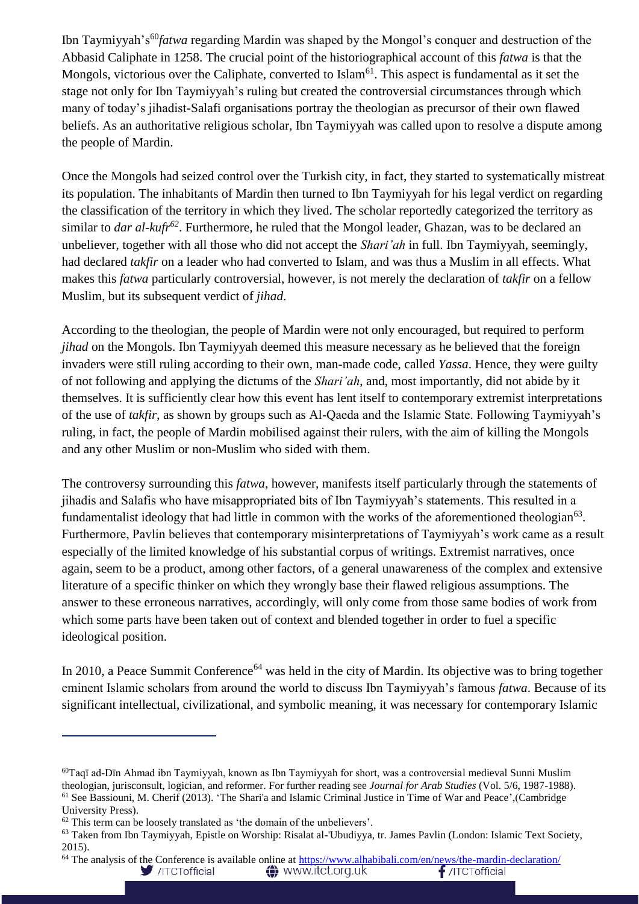Ibn Taymiyyah's[60] *fatwa* regarding Mardin was shaped by the Mongol's conquer and destruction of the Abbasid Caliphate in 1258. The crucial point of the historiographical account of this *fatwa* is that the Mongols, victorious over the Caliphate, converted to Islam[61]. This aspect is fundamental as it set the stage not only for Ibn Taymiyyah's ruling but created the controversial circumstances through which many of today's jihadist-Salafi organisations portray the theologian as precursor of their own flawed beliefs. As an authoritative religious scholar, Ibn Taymiyyah was called upon to resolve a dispute among the people of Mardin.

Once the Mongols had seized control over the Turkish city, in fact, they started to systematically mistreat its population. The inhabitants of Mardin then turned to Ibn Taymiyyah for his legal verdict on regarding the classification of the territory in which they lived. The scholar reportedly categorized the territory as similar to *dar al-kufr*[62]. Furthermore, he ruled that the Mongol leader, Ghazan, was to be declared an unbeliever, together with all those who did not accept the *Shari'ah* in full. Ibn Taymiyyah, seemingly, had declared *takfir* on a leader who had converted to Islam, and was thus a Muslim in all effects. What makes this *fatwa* particularly controversial, however, is not merely the declaration of *takfir* on a fellow Muslim, but its subsequent verdict of *jihad*.

According to the theologian, the people of Mardin were not only encouraged, but required to perform *jihad* on the Mongols. Ibn Taymiyyah deemed this measure necessary as he believed that the foreign invaders were still ruling according to their own, man-made code, called *Yassa*. Hence, they were guilty of not following and applying the dictums of the *Shari'ah*, and, most importantly, did not abide by it themselves. It is sufficiently clear how this event has lent itself to contemporary extremist interpretations of the use of *takfir*, as shown by groups such as Al-Qaeda and the Islamic State. Following Taymiyyah's ruling, in fact, the people of Mardin mobilised against their rulers, with the aim of killing the Mongols and any other Muslim or non-Muslim who sided with them.

The controversy surrounding this *fatwa*, however, manifests itself particularly through the statements of jihadis and Salafis who have misappropriated bits of Ibn Taymiyyah's statements. This resulted in a fundamentalist ideology that had little in common with the works of the aforementioned theologian[63]. Furthermore, Pavlin believes that contemporary misinterpretations of Taymiyyah's work came as a result especially of the limited knowledge of his substantial corpus of writings. Extremist narratives, once again, seem to be a product, among other factors, of a general unawareness of the complex and extensive literature of a specific thinker on which they wrongly base their flawed religious assumptions. The answer to these erroneous narratives, accordingly, will only come from those same bodies of work from which some parts have been taken out of context and blended together in order to fuel a specific ideological position.

In 2010, a Peace Summit Conference[64] was held in the city of Mardin. Its objective was to bring together eminent Islamic scholars from around the world to discuss Ibn Taymiyyah's famous *fatwa*. Because of its significant intellectual, civilizational, and symbolic meaning, it was necessary for contemporary Islamic

---

[60] Taqī ad-Dīn Ahmad ibn Taymiyyah, known as Ibn Taymiyyah for short, was a controversial medieval Sunni Muslim theologian, jurisconsult, logician, and reformer. For further reading see *Journal for Arab Studies* (Vol. 5/6, 1987-1988).

[61] See Bassiouni, M. Cherif (2013). 'The Shari'a and Islamic Criminal Justice in Time of War and Peace',(Cambridge University Press).

[62] This term can be loosely translated as 'the domain of the unbelievers'.

[63] Taken from Ibn Taymiyyah, Epistle on Worship: Risalat al-'Ubudiyya, tr. James Pavlin (London: Islamic Text Society, 2015).

[64] The analysis of the Conference is available online at https://www.alhabibali.com/en/news/the-mardin-declaration/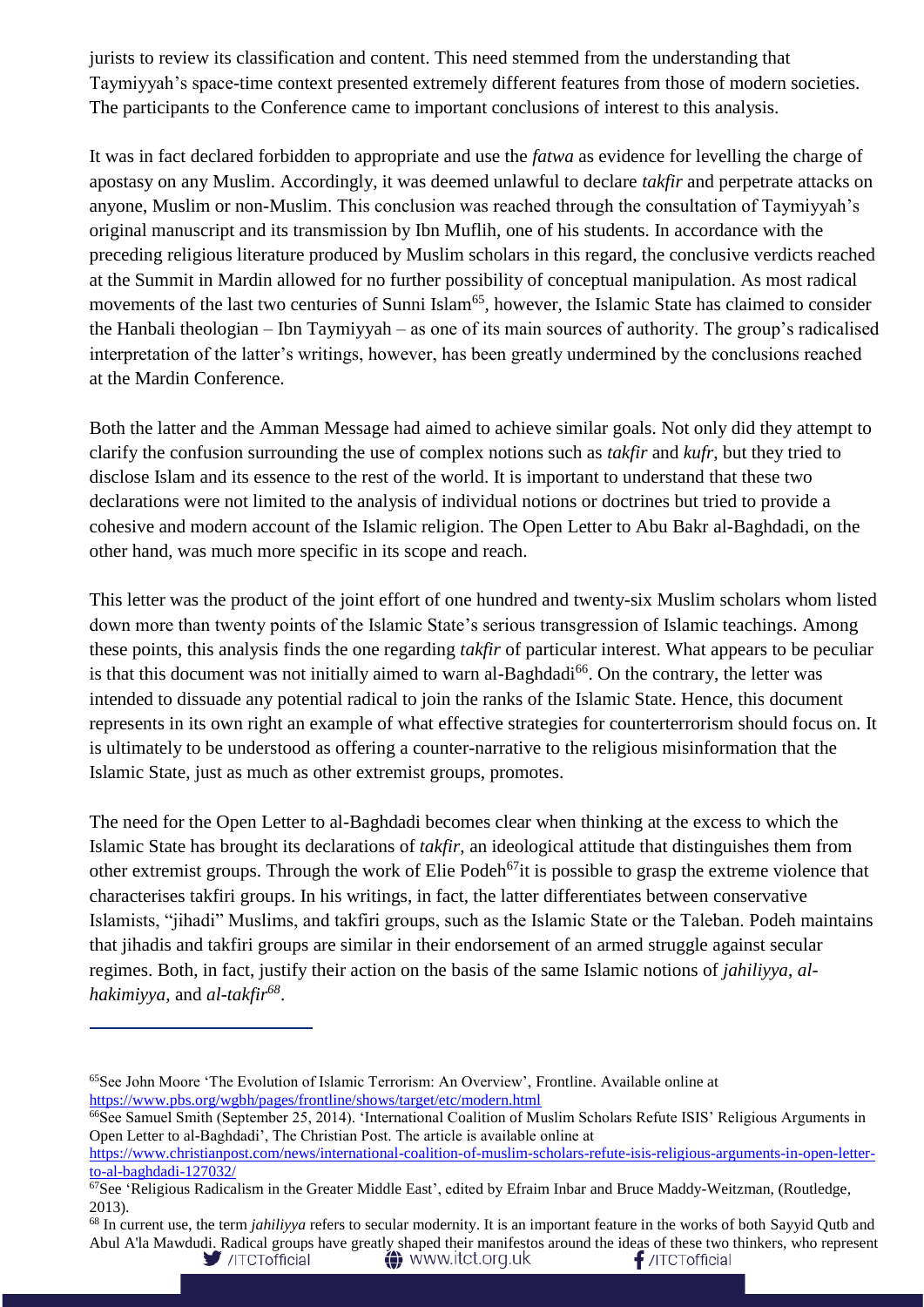jurists to review its classification and content. This need stemmed from the understanding that Taymiyyah's space-time context presented extremely different features from those of modern societies. The participants to the Conference came to important conclusions of interest to this analysis.

It was in fact declared forbidden to appropriate and use the *fatwa* as evidence for levelling the charge of apostasy on any Muslim. Accordingly, it was deemed unlawful to declare *takfir* and perpetrate attacks on anyone, Muslim or non-Muslim. This conclusion was reached through the consultation of Taymiyyah's original manuscript and its transmission by Ibn Muflih, one of his students. In accordance with the preceding religious literature produced by Muslim scholars in this regard, the conclusive verdicts reached at the Summit in Mardin allowed for no further possibility of conceptual manipulation. As most radical movements of the last two centuries of Sunni Islam[65], however, the Islamic State has claimed to consider the Hanbali theologian – Ibn Taymiyyah – as one of its main sources of authority. The group's radicalised interpretation of the latter's writings, however, has been greatly undermined by the conclusions reached at the Mardin Conference.

Both the latter and the Amman Message had aimed to achieve similar goals. Not only did they attempt to clarify the confusion surrounding the use of complex notions such as *takfir* and *kufr*, but they tried to disclose Islam and its essence to the rest of the world. It is important to understand that these two declarations were not limited to the analysis of individual notions or doctrines but tried to provide a cohesive and modern account of the Islamic religion. The Open Letter to Abu Bakr al-Baghdadi, on the other hand, was much more specific in its scope and reach.

This letter was the product of the joint effort of one hundred and twenty-six Muslim scholars whom listed down more than twenty points of the Islamic State's serious transgression of Islamic teachings. Among these points, this analysis finds the one regarding *takfir* of particular interest. What appears to be peculiar is that this document was not initially aimed to warn al-Baghdadi[66]. On the contrary, the letter was intended to dissuade any potential radical to join the ranks of the Islamic State. Hence, this document represents in its own right an example of what effective strategies for counterterrorism should focus on. It is ultimately to be understood as offering a counter-narrative to the religious misinformation that the Islamic State, just as much as other extremist groups, promotes.

The need for the Open Letter to al-Baghdadi becomes clear when thinking at the excess to which the Islamic State has brought its declarations of *takfir*, an ideological attitude that distinguishes them from other extremist groups. Through the work of Elie Podeh[67]it is possible to grasp the extreme violence that characterises takfiri groups. In his writings, in fact, the latter differentiates between conservative Islamists, "jihadi" Muslims, and takfiri groups, such as the Islamic State or the Taleban. Podeh maintains that jihadis and takfiri groups are similar in their endorsement of an armed struggle against secular regimes. Both, in fact, justify their action on the basis of the same Islamic notions of *jahiliyya*, *al-hakimiyya*, and *al-takfir*[68].

---

[65]See John Moore 'The Evolution of Islamic Terrorism: An Overview', Frontline. Available online at https://www.pbs.org/wgbh/pages/frontline/shows/target/etc/modern.html

[66]See Samuel Smith (September 25, 2014). 'International Coalition of Muslim Scholars Refute ISIS' Religious Arguments in Open Letter to al-Baghdadi', The Christian Post. The article is available online at https://www.christianpost.com/news/international-coalition-of-muslim-scholars-refute-isis-religious-arguments-in-open-letter-to-al-baghdadi-127032/

[67]See 'Religious Radicalism in the Greater Middle East', edited by Efraim Inbar and Bruce Maddy-Weitzman, (Routledge, 2013).

[68] In current use, the term *jahiliyya* refers to secular modernity. It is an important feature in the works of both Sayyid Qutb and Abul A'la Mawdudi. Radical groups have greatly shaped their manifestos around the ideas of these two thinkers, who represent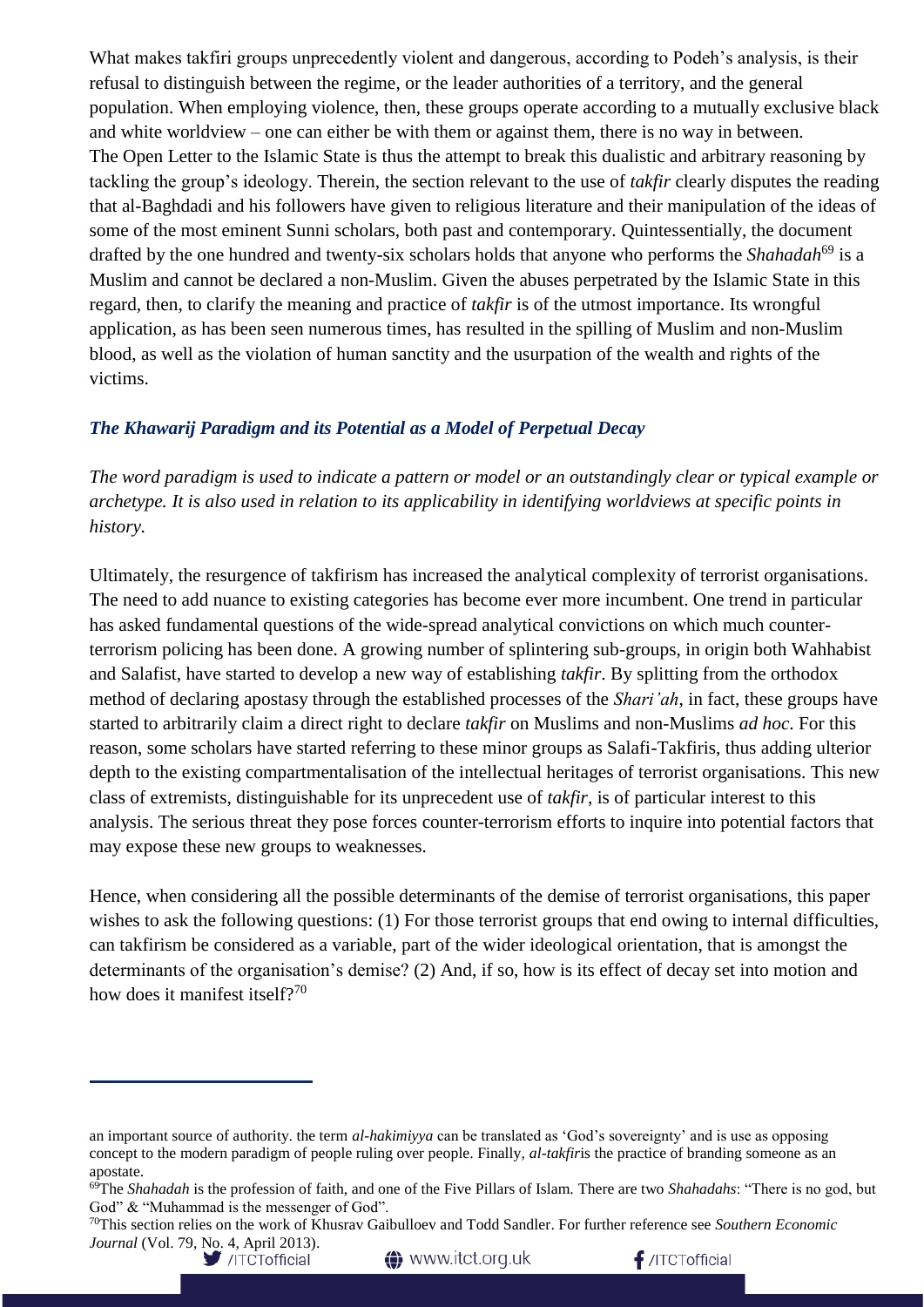What makes takfiri groups unprecedently violent and dangerous, according to Podeh's analysis, is their refusal to distinguish between the regime, or the leader authorities of a territory, and the general population. When employing violence, then, these groups operate according to a mutually exclusive black and white worldview – one can either be with them or against them, there is no way in between. The Open Letter to the Islamic State is thus the attempt to break this dualistic and arbitrary reasoning by tackling the group's ideology. Therein, the section relevant to the use of *takfir* clearly disputes the reading that al-Baghdadi and his followers have given to religious literature and their manipulation of the ideas of some of the most eminent Sunni scholars, both past and contemporary. Quintessentially, the document drafted by the one hundred and twenty-six scholars holds that anyone who performs the *Shahadah*[69] is a Muslim and cannot be declared a non-Muslim. Given the abuses perpetrated by the Islamic State in this regard, then, to clarify the meaning and practice of *takfir* is of the utmost importance. Its wrongful application, as has been seen numerous times, has resulted in the spilling of Muslim and non-Muslim blood, as well as the violation of human sanctity and the usurpation of the wealth and rights of the victims.

### *The Khawarij Paradigm and its Potential as a Model of Perpetual Decay*

*The word paradigm is used to indicate a pattern or model or an outstandingly clear or typical example or archetype. It is also used in relation to its applicability in identifying worldviews at specific points in history.*

Ultimately, the resurgence of takfirism has increased the analytical complexity of terrorist organisations. The need to add nuance to existing categories has become ever more incumbent. One trend in particular has asked fundamental questions of the wide-spread analytical convictions on which much counter-terrorism policing has been done. A growing number of splintering sub-groups, in origin both Wahhabist and Salafist, have started to develop a new way of establishing *takfir*. By splitting from the orthodox method of declaring apostasy through the established processes of the *Shari'ah*, in fact, these groups have started to arbitrarily claim a direct right to declare *takfir* on Muslims and non-Muslims *ad hoc*. For this reason, some scholars have started referring to these minor groups as Salafi-Takfiris, thus adding ulterior depth to the existing compartmentalisation of the intellectual heritages of terrorist organisations. This new class of extremists, distinguishable for its unprecedent use of *takfir*, is of particular interest to this analysis. The serious threat they pose forces counter-terrorism efforts to inquire into potential factors that may expose these new groups to weaknesses.

Hence, when considering all the possible determinants of the demise of terrorist organisations, this paper wishes to ask the following questions: (1) For those terrorist groups that end owing to internal difficulties, can takfirism be considered as a variable, part of the wider ideological orientation, that is amongst the determinants of the organisation's demise? (2) And, if so, how is its effect of decay set into motion and how does it manifest itself?[70]

---

an important source of authority. the term *al-hakimiyya* can be translated as 'God's sovereignty' and is use as opposing concept to the modern paradigm of people ruling over people. Finally, *al-takfir*is the practice of branding someone as an apostate.

[69]The *Shahadah* is the profession of faith, and one of the Five Pillars of Islam. There are two *Shahadahs*: "There is no god, but God" & "Muhammad is the messenger of God".

[70]This section relies on the work of Khusrav Gaibulloev and Todd Sandler. For further reference see *Southern Economic Journal* (Vol. 79, No. 4, April 2013).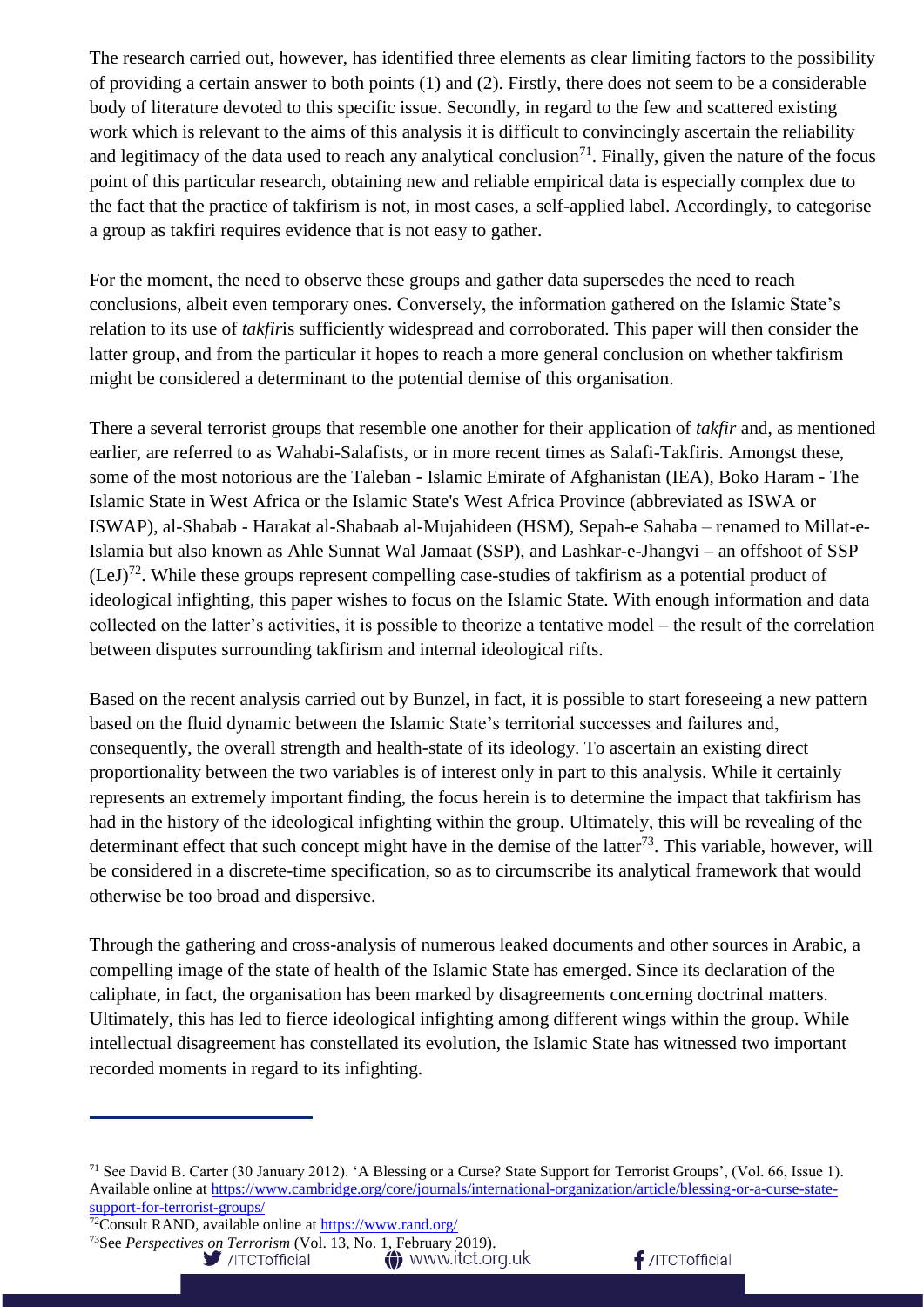The research carried out, however, has identified three elements as clear limiting factors to the possibility of providing a certain answer to both points (1) and (2). Firstly, there does not seem to be a considerable body of literature devoted to this specific issue. Secondly, in regard to the few and scattered existing work which is relevant to the aims of this analysis it is difficult to convincingly ascertain the reliability and legitimacy of the data used to reach any analytical conclusion[71]. Finally, given the nature of the focus point of this particular research, obtaining new and reliable empirical data is especially complex due to the fact that the practice of takfirism is not, in most cases, a self-applied label. Accordingly, to categorise a group as takfiri requires evidence that is not easy to gather.

For the moment, the need to observe these groups and gather data supersedes the need to reach conclusions, albeit even temporary ones. Conversely, the information gathered on the Islamic State's relation to its use of *takfir*is sufficiently widespread and corroborated. This paper will then consider the latter group, and from the particular it hopes to reach a more general conclusion on whether takfirism might be considered a determinant to the potential demise of this organisation.

There a several terrorist groups that resemble one another for their application of *takfir* and, as mentioned earlier, are referred to as Wahabi-Salafists, or in more recent times as Salafi-Takfiris. Amongst these, some of the most notorious are the Taleban - Islamic Emirate of Afghanistan (IEA), Boko Haram - The Islamic State in West Africa or the Islamic State's West Africa Province (abbreviated as ISWA or ISWAP), al-Shabab - Harakat al-Shabaab al-Mujahideen (HSM), Sepah-e Sahaba – renamed to Millat-e-Islamia but also known as Ahle Sunnat Wal Jamaat (SSP), and Lashkar-e-Jhangvi – an offshoot of SSP (LeJ)[72]. While these groups represent compelling case-studies of takfirism as a potential product of ideological infighting, this paper wishes to focus on the Islamic State. With enough information and data collected on the latter's activities, it is possible to theorize a tentative model – the result of the correlation between disputes surrounding takfirism and internal ideological rifts.

Based on the recent analysis carried out by Bunzel, in fact, it is possible to start foreseeing a new pattern based on the fluid dynamic between the Islamic State's territorial successes and failures and, consequently, the overall strength and health-state of its ideology. To ascertain an existing direct proportionality between the two variables is of interest only in part to this analysis. While it certainly represents an extremely important finding, the focus herein is to determine the impact that takfirism has had in the history of the ideological infighting within the group. Ultimately, this will be revealing of the determinant effect that such concept might have in the demise of the latter[73]. This variable, however, will be considered in a discrete-time specification, so as to circumscribe its analytical framework that would otherwise be too broad and dispersive.

Through the gathering and cross-analysis of numerous leaked documents and other sources in Arabic, a compelling image of the state of health of the Islamic State has emerged. Since its declaration of the caliphate, in fact, the organisation has been marked by disagreements concerning doctrinal matters. Ultimately, this has led to fierce ideological infighting among different wings within the group. While intellectual disagreement has constellated its evolution, the Islamic State has witnessed two important recorded moments in regard to its infighting.

---

[71] See David B. Carter (30 January 2012). 'A Blessing or a Curse? State Support for Terrorist Groups', (Vol. 66, Issue 1). Available online at https://www.cambridge.org/core/journals/international-organization/article/blessing-or-a-curse-state-support-for-terrorist-groups/

[72] Consult RAND, available online at https://www.rand.org/

[73] See *Perspectives on Terrorism* (Vol. 13, No. 1, February 2019).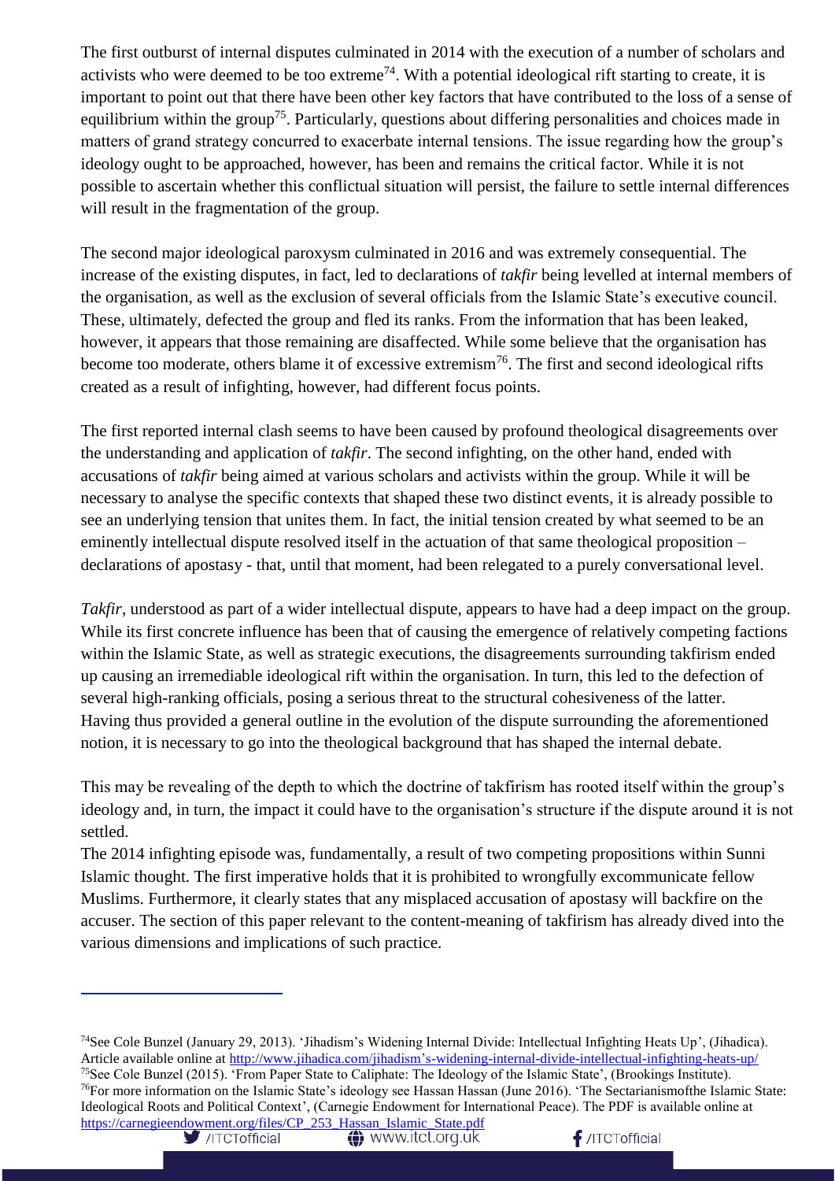The first outburst of internal disputes culminated in 2014 with the execution of a number of scholars and activists who were deemed to be too extreme[74]. With a potential ideological rift starting to create, it is important to point out that there have been other key factors that have contributed to the loss of a sense of equilibrium within the group[75]. Particularly, questions about differing personalities and choices made in matters of grand strategy concurred to exacerbate internal tensions. The issue regarding how the group's ideology ought to be approached, however, has been and remains the critical factor. While it is not possible to ascertain whether this conflictual situation will persist, the failure to settle internal differences will result in the fragmentation of the group.

The second major ideological paroxysm culminated in 2016 and was extremely consequential. The increase of the existing disputes, in fact, led to declarations of *takfir* being levelled at internal members of the organisation, as well as the exclusion of several officials from the Islamic State's executive council. These, ultimately, defected the group and fled its ranks. From the information that has been leaked, however, it appears that those remaining are disaffected. While some believe that the organisation has become too moderate, others blame it of excessive extremism[76]. The first and second ideological rifts created as a result of infighting, however, had different focus points.

The first reported internal clash seems to have been caused by profound theological disagreements over the understanding and application of *takfir*. The second infighting, on the other hand, ended with accusations of *takfir* being aimed at various scholars and activists within the group. While it will be necessary to analyse the specific contexts that shaped these two distinct events, it is already possible to see an underlying tension that unites them. In fact, the initial tension created by what seemed to be an eminently intellectual dispute resolved itself in the actuation of that same theological proposition – declarations of apostasy - that, until that moment, had been relegated to a purely conversational level.

*Takfir*, understood as part of a wider intellectual dispute, appears to have had a deep impact on the group. While its first concrete influence has been that of causing the emergence of relatively competing factions within the Islamic State, as well as strategic executions, the disagreements surrounding takfirism ended up causing an irremediable ideological rift within the organisation. In turn, this led to the defection of several high-ranking officials, posing a serious threat to the structural cohesiveness of the latter. Having thus provided a general outline in the evolution of the dispute surrounding the aforementioned notion, it is necessary to go into the theological background that has shaped the internal debate.

This may be revealing of the depth to which the doctrine of takfirism has rooted itself within the group's ideology and, in turn, the impact it could have to the organisation's structure if the dispute around it is not settled.

The 2014 infighting episode was, fundamentally, a result of two competing propositions within Sunni Islamic thought. The first imperative holds that it is prohibited to wrongfully excommunicate fellow Muslims. Furthermore, it clearly states that any misplaced accusation of apostasy will backfire on the accuser. The section of this paper relevant to the content-meaning of takfirism has already dived into the various dimensions and implications of such practice.

---

[74] See Cole Bunzel (January 29, 2013). 'Jihadism's Widening Internal Divide: Intellectual Infighting Heats Up', (Jihadica). Article available online at http://www.jihadica.com/jihadism's-widening-internal-divide-intellectual-infighting-heats-up/

[75] See Cole Bunzel (2015). 'From Paper State to Caliphate: The Ideology of the Islamic State', (Brookings Institute).

[76] For more information on the Islamic State's ideology see Hassan Hassan (June 2016). 'The Sectarianismofthe Islamic State: Ideological Roots and Political Context', (Carnegie Endowment for International Peace). The PDF is available online at https://carnegieendowment.org/files/CP_253_Hassan_Islamic_State.pdf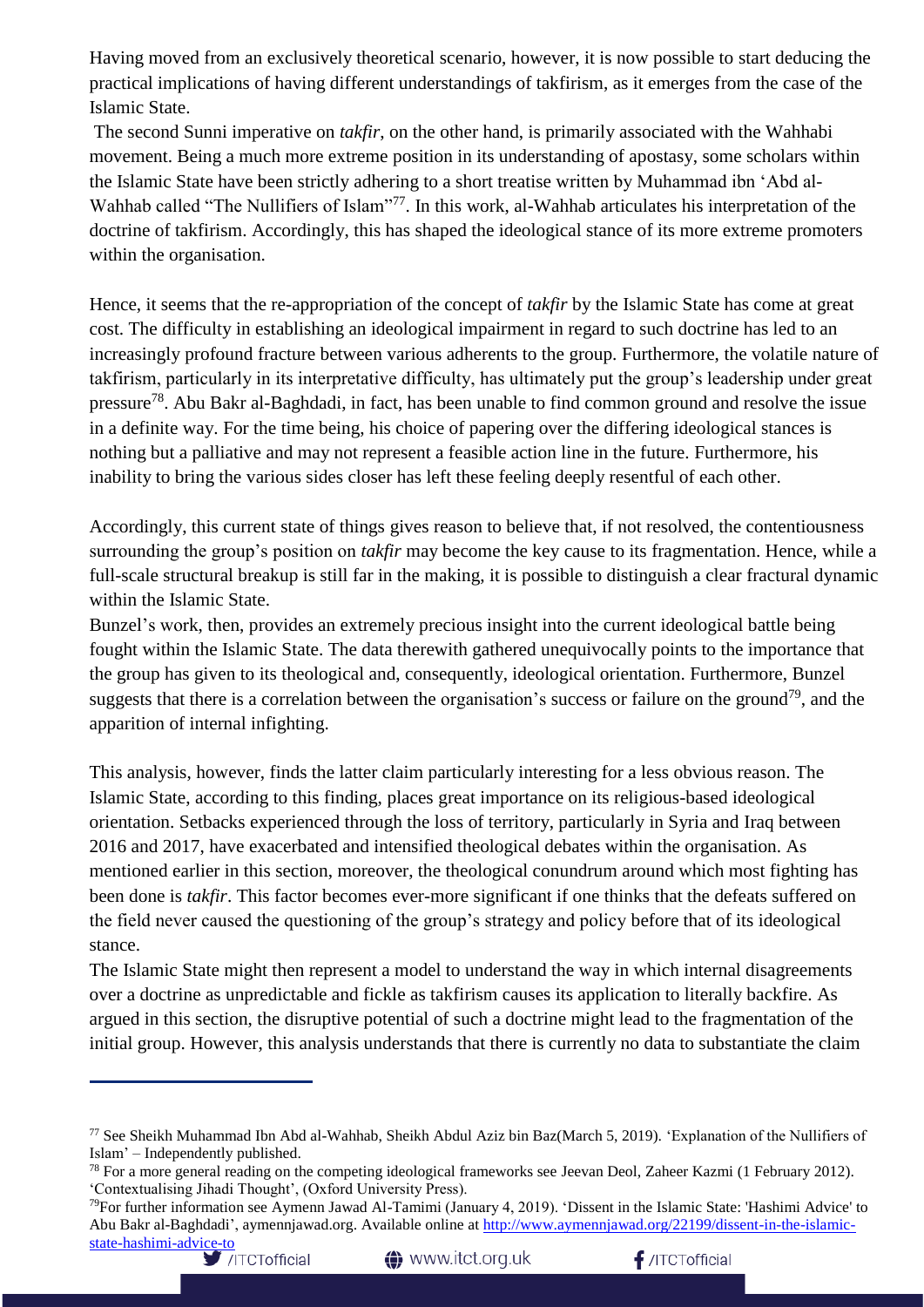Having moved from an exclusively theoretical scenario, however, it is now possible to start deducing the practical implications of having different understandings of takfirism, as it emerges from the case of the Islamic State.

The second Sunni imperative on *takfir*, on the other hand, is primarily associated with the Wahhabi movement. Being a much more extreme position in its understanding of apostasy, some scholars within the Islamic State have been strictly adhering to a short treatise written by Muhammad ibn 'Abd al-Wahhab called "The Nullifiers of Islam"[77]. In this work, al-Wahhab articulates his interpretation of the doctrine of takfirism. Accordingly, this has shaped the ideological stance of its more extreme promoters within the organisation.

Hence, it seems that the re-appropriation of the concept of *takfir* by the Islamic State has come at great cost. The difficulty in establishing an ideological impairment in regard to such doctrine has led to an increasingly profound fracture between various adherents to the group. Furthermore, the volatile nature of takfirism, particularly in its interpretative difficulty, has ultimately put the group's leadership under great pressure[78]. Abu Bakr al-Baghdadi, in fact, has been unable to find common ground and resolve the issue in a definite way. For the time being, his choice of papering over the differing ideological stances is nothing but a palliative and may not represent a feasible action line in the future. Furthermore, his inability to bring the various sides closer has left these feeling deeply resentful of each other.

Accordingly, this current state of things gives reason to believe that, if not resolved, the contentiousness surrounding the group's position on *takfir* may become the key cause to its fragmentation. Hence, while a full-scale structural breakup is still far in the making, it is possible to distinguish a clear fractural dynamic within the Islamic State.

Bunzel's work, then, provides an extremely precious insight into the current ideological battle being fought within the Islamic State. The data therewith gathered unequivocally points to the importance that the group has given to its theological and, consequently, ideological orientation. Furthermore, Bunzel suggests that there is a correlation between the organisation's success or failure on the ground[79], and the apparition of internal infighting.

This analysis, however, finds the latter claim particularly interesting for a less obvious reason. The Islamic State, according to this finding, places great importance on its religious-based ideological orientation. Setbacks experienced through the loss of territory, particularly in Syria and Iraq between 2016 and 2017, have exacerbated and intensified theological debates within the organisation. As mentioned earlier in this section, moreover, the theological conundrum around which most fighting has been done is *takfir*. This factor becomes ever-more significant if one thinks that the defeats suffered on the field never caused the questioning of the group's strategy and policy before that of its ideological stance.

The Islamic State might then represent a model to understand the way in which internal disagreements over a doctrine as unpredictable and fickle as takfirism causes its application to literally backfire. As argued in this section, the disruptive potential of such a doctrine might lead to the fragmentation of the initial group. However, this analysis understands that there is currently no data to substantiate the claim

---

[77] See Sheikh Muhammad Ibn Abd al-Wahhab, Sheikh Abdul Aziz bin Baz(March 5, 2019). 'Explanation of the Nullifiers of Islam' – Independently published.

[78] For a more general reading on the competing ideological frameworks see Jeevan Deol, Zaheer Kazmi (1 February 2012). 'Contextualising Jihadi Thought', (Oxford University Press).

[79] For further information see Aymenn Jawad Al-Tamimi (January 4, 2019). 'Dissent in the Islamic State: 'Hashimi Advice' to Abu Bakr al-Baghdadi', aymennjawad.org. Available online at http://www.aymennjawad.org/22199/dissent-in-the-islamic-state-hashimi-advice-to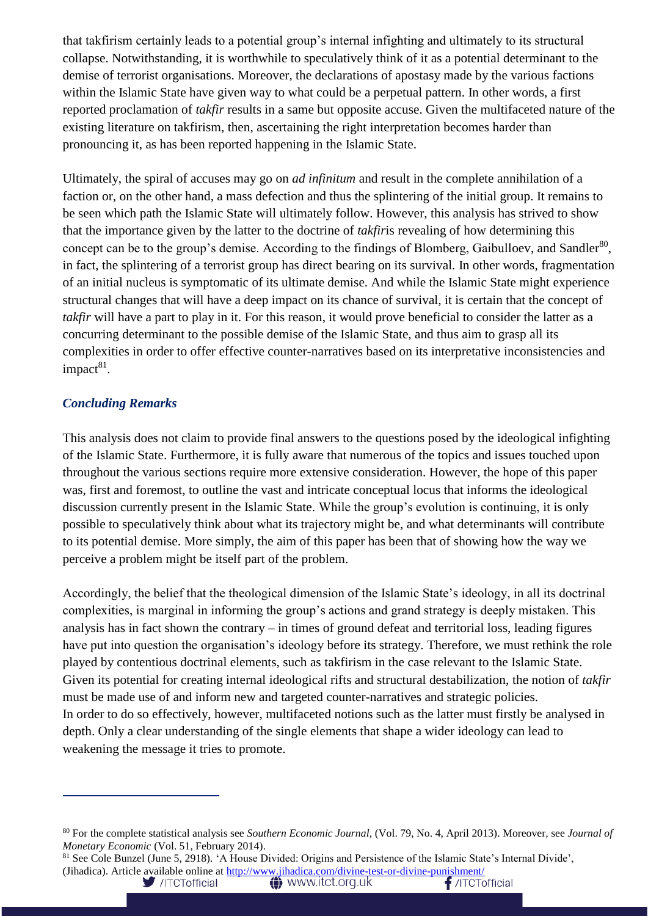that takfirism certainly leads to a potential group's internal infighting and ultimately to its structural collapse. Notwithstanding, it is worthwhile to speculatively think of it as a potential determinant to the demise of terrorist organisations. Moreover, the declarations of apostasy made by the various factions within the Islamic State have given way to what could be a perpetual pattern. In other words, a first reported proclamation of *takfir* results in a same but opposite accuse. Given the multifaceted nature of the existing literature on takfirism, then, ascertaining the right interpretation becomes harder than pronouncing it, as has been reported happening in the Islamic State.

Ultimately, the spiral of accuses may go on *ad infinitum* and result in the complete annihilation of a faction or, on the other hand, a mass defection and thus the splintering of the initial group. It remains to be seen which path the Islamic State will ultimately follow. However, this analysis has strived to show that the importance given by the latter to the doctrine of *takfir*is revealing of how determining this concept can be to the group's demise. According to the findings of Blomberg, Gaibulloev, and Sandler[80], in fact, the splintering of a terrorist group has direct bearing on its survival. In other words, fragmentation of an initial nucleus is symptomatic of its ultimate demise. And while the Islamic State might experience structural changes that will have a deep impact on its chance of survival, it is certain that the concept of *takfir* will have a part to play in it. For this reason, it would prove beneficial to consider the latter as a concurring determinant to the possible demise of the Islamic State, and thus aim to grasp all its complexities in order to offer effective counter-narratives based on its interpretative inconsistencies and impact[81].

## *Concluding Remarks*

This analysis does not claim to provide final answers to the questions posed by the ideological infighting of the Islamic State. Furthermore, it is fully aware that numerous of the topics and issues touched upon throughout the various sections require more extensive consideration. However, the hope of this paper was, first and foremost, to outline the vast and intricate conceptual locus that informs the ideological discussion currently present in the Islamic State. While the group's evolution is continuing, it is only possible to speculatively think about what its trajectory might be, and what determinants will contribute to its potential demise. More simply, the aim of this paper has been that of showing how the way we perceive a problem might be itself part of the problem.

Accordingly, the belief that the theological dimension of the Islamic State's ideology, in all its doctrinal complexities, is marginal in informing the group's actions and grand strategy is deeply mistaken. This analysis has in fact shown the contrary – in times of ground defeat and territorial loss, leading figures have put into question the organisation's ideology before its strategy. Therefore, we must rethink the role played by contentious doctrinal elements, such as takfirism in the case relevant to the Islamic State. Given its potential for creating internal ideological rifts and structural destabilization, the notion of *takfir* must be made use of and inform new and targeted counter-narratives and strategic policies.
In order to do so effectively, however, multifaceted notions such as the latter must firstly be analysed in depth. Only a clear understanding of the single elements that shape a wider ideology can lead to weakening the message it tries to promote.

---

[80] For the complete statistical analysis see *Southern Economic Journal*, (Vol. 79, No. 4, April 2013). Moreover, see *Journal of Monetary Economic* (Vol. 51, February 2014).

[81] See Cole Bunzel (June 5, 2918). 'A House Divided: Origins and Persistence of the Islamic State's Internal Divide', (Jihadica). Article available online at http://www.jihadica.com/divine-test-or-divine-punishment/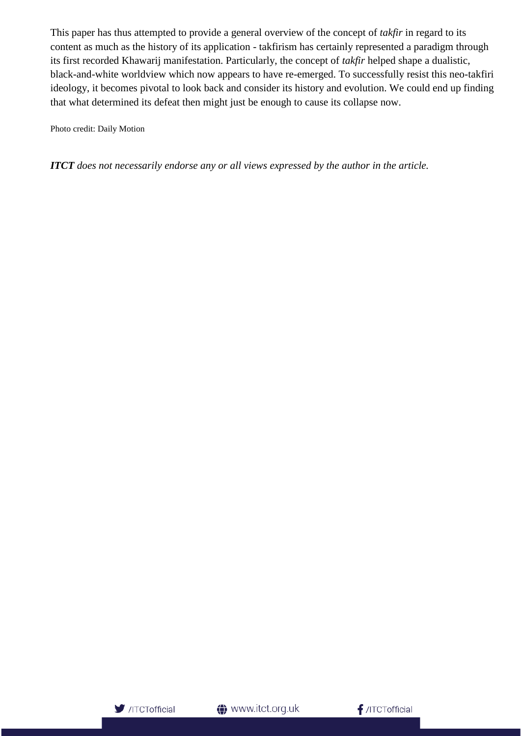This paper has thus attempted to provide a general overview of the concept of *takfir* in regard to its content as much as the history of its application - takfirism has certainly represented a paradigm through its first recorded Khawarij manifestation. Particularly, the concept of *takfir* helped shape a dualistic, black-and-white worldview which now appears to have re-emerged. To successfully resist this neo-takfiri ideology, it becomes pivotal to look back and consider its history and evolution. We could end up finding that what determined its defeat then might just be enough to cause its collapse now.

Photo credit: Daily Motion

***ITCT** does not necessarily endorse any or all views expressed by the author in the article.*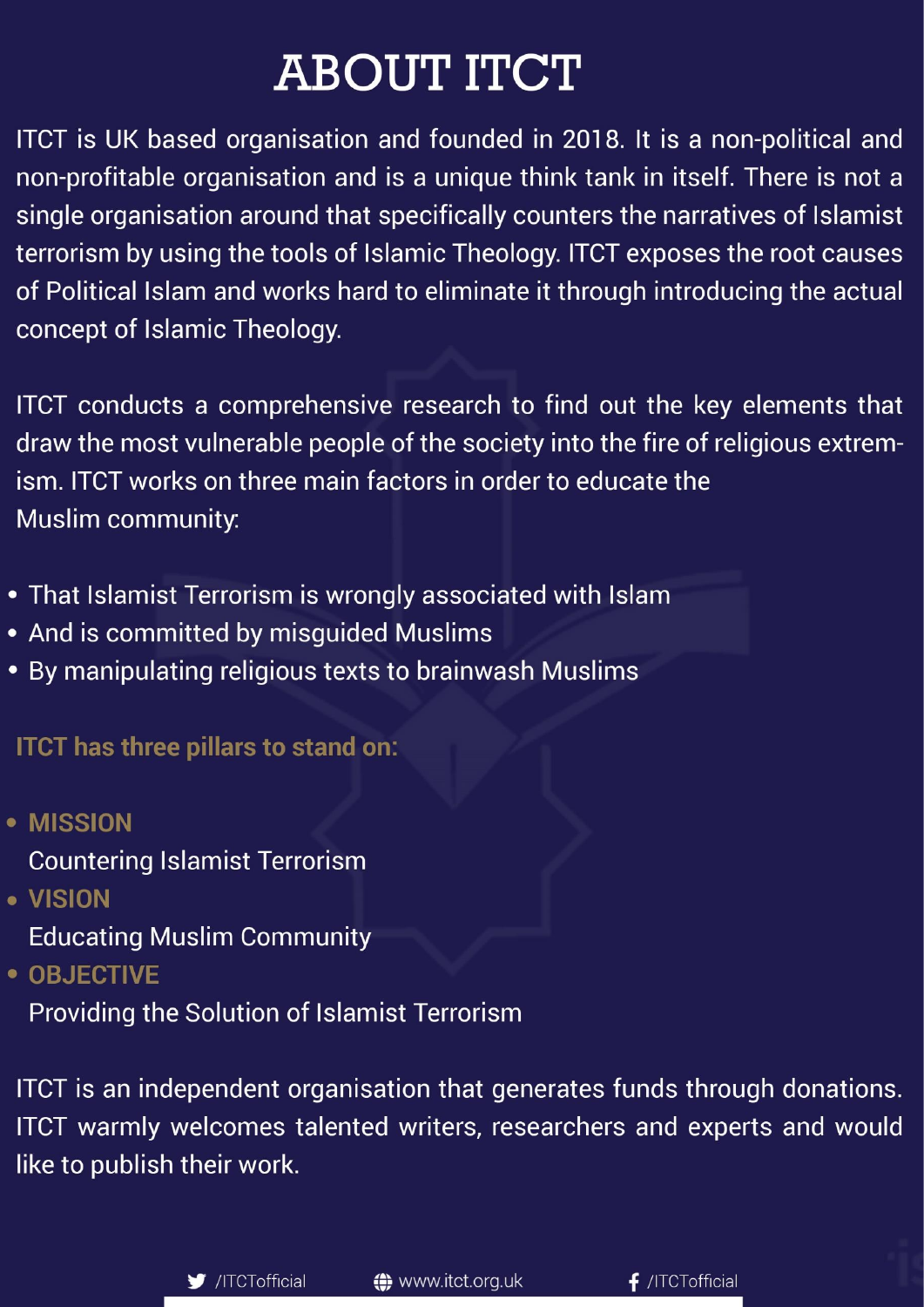# ABOUT ITCT

ITCT is UK based organisation and founded in 2018. It is a non-political and non-profitable organisation and is a unique think tank in itself. There is not a single organisation around that specifically counters the narratives of Islamist terrorism by using the tools of Islamic Theology. ITCT exposes the root causes of Political Islam and works hard to eliminate it through introducing the actual concept of Islamic Theology.

ITCT conducts a comprehensive research to find out the key elements that draw the most vulnerable people of the society into the fire of religious extremism. ITCT works on three main factors in order to educate the Muslim community:

- That Islamist Terrorism is wrongly associated with Islam
- And is committed by misguided Muslims
- By manipulating religious texts to brainwash Muslims

**ITCT has three pillars to stand on:**

- **MISSION**
  Countering Islamist Terrorism
- **VISION**
  Educating Muslim Community
- **OBJECTIVE**
  Providing the Solution of Islamist Terrorism

ITCT is an independent organisation that generates funds through donations. ITCT warmly welcomes talented writers, researchers and experts and would like to publish their work.

/ITCTofficial www.itct.org.uk /ITCTofficial